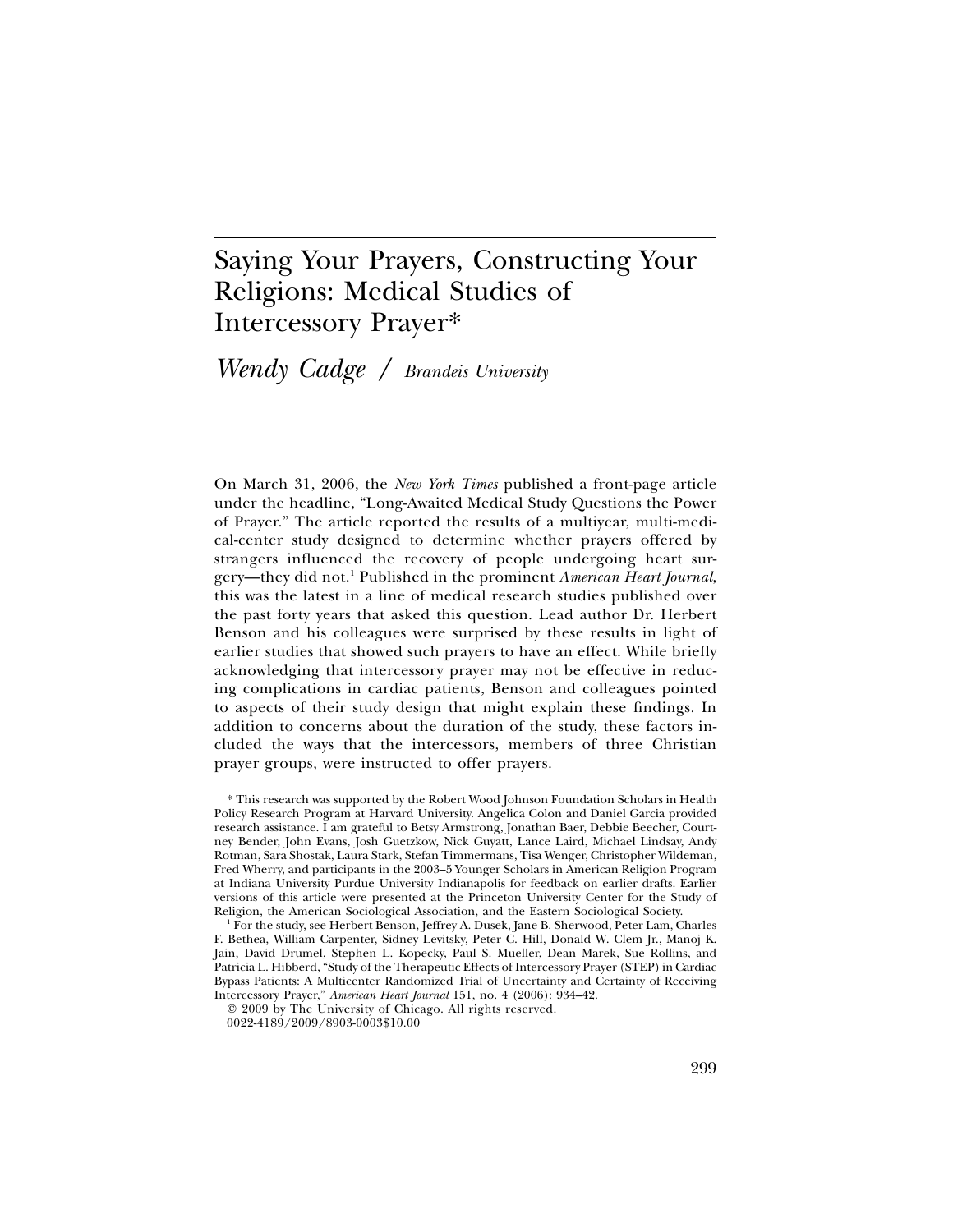# Saying Your Prayers, Constructing Your Religions: Medical Studies of Intercessory Prayer*

*Wendy Cadge* / *Brandeis University*

On March 31, 2006, the *New York Times* published a front-page article under the headline, "Long-Awaited Medical Study Questions the Power of Prayer." The article reported the results of a multiyear, multi-medical-center study designed to determine whether prayers offered by strangers influenced the recovery of people undergoing heart surgery—they did not.[1] Published in the prominent *American Heart Journal*, this was the latest in a line of medical research studies published over the past forty years that asked this question. Lead author Dr. Herbert Benson and his colleagues were surprised by these results in light of earlier studies that showed such prayers to have an effect. While briefly acknowledging that intercessory prayer may not be effective in reducing complications in cardiac patients, Benson and colleagues pointed to aspects of their study design that might explain these findings. In addition to concerns about the duration of the study, these factors included the ways that the intercessors, members of three Christian prayer groups, were instructed to offer prayers.

\* This research was supported by the Robert Wood Johnson Foundation Scholars in Health Policy Research Program at Harvard University. Angelica Colon and Daniel Garcia provided research assistance. I am grateful to Betsy Armstrong, Jonathan Baer, Debbie Beecher, Courtney Bender, John Evans, Josh Guetzkow, Nick Guyatt, Lance Laird, Michael Lindsay, Andy Rotman, Sara Shostak, Laura Stark, Stefan Timmermans, Tisa Wenger, Christopher Wildeman, Fred Wherry, and participants in the 2003–5 Younger Scholars in American Religion Program at Indiana University Purdue University Indianapolis for feedback on earlier drafts. Earlier versions of this article were presented at the Princeton University Center for the Study of Religion, the American Sociological Association, and the Eastern Sociological Society.

[1] For the study, see Herbert Benson, Jeffrey A. Dusek, Jane B. Sherwood, Peter Lam, Charles F. Bethea, William Carpenter, Sidney Levitsky, Peter C. Hill, Donald W. Clem Jr., Manoj K. Jain, David Drumel, Stephen L. Kopecky, Paul S. Mueller, Dean Marek, Sue Rollins, and Patricia L. Hibberd, "Study of the Therapeutic Effects of Intercessory Prayer (STEP) in Cardiac Bypass Patients: A Multicenter Randomized Trial of Uncertainty and Certainty of Receiving Intercessory Prayer," *American Heart Journal* 151, no. 4 (2006): 934–42.

© 2009 by The University of Chicago. All rights reserved.
0022-4189/2009/8903-0003$10.00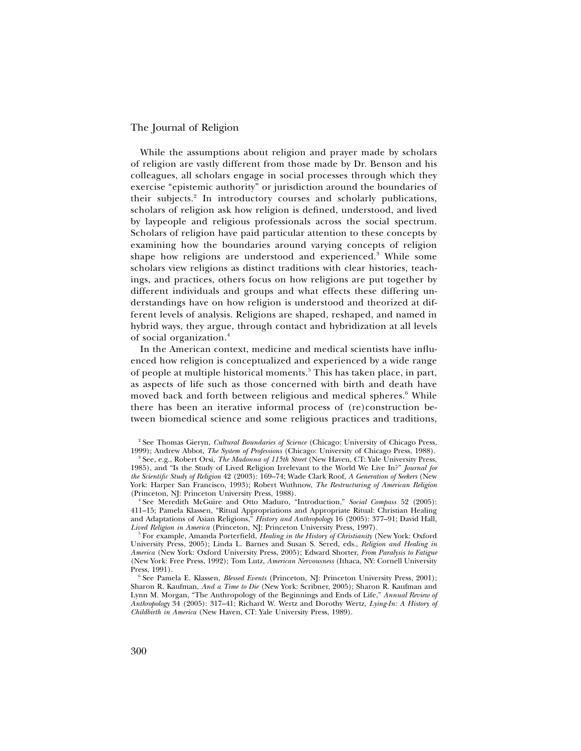While the assumptions about religion and prayer made by scholars of religion are vastly different from those made by Dr. Benson and his colleagues, all scholars engage in social processes through which they exercise "epistemic authority" or jurisdiction around the boundaries of their subjects.[2] In introductory courses and scholarly publications, scholars of religion ask how religion is defined, understood, and lived by laypeople and religious professionals across the social spectrum. Scholars of religion have paid particular attention to these concepts by examining how the boundaries around varying concepts of religion shape how religions are understood and experienced.[3] While some scholars view religions as distinct traditions with clear histories, teachings, and practices, others focus on how religions are put together by different individuals and groups and what effects these differing understandings have on how religion is understood and theorized at different levels of analysis. Religions are shaped, reshaped, and named in hybrid ways, they argue, through contact and hybridization at all levels of social organization.[4]

In the American context, medicine and medical scientists have influenced how religion is conceptualized and experienced by a wide range of people at multiple historical moments.[5] This has taken place, in part, as aspects of life such as those concerned with birth and death have moved back and forth between religious and medical spheres.[6] While there has been an iterative informal process of (re)construction between biomedical science and some religious practices and traditions,

---

[2] See Thomas Gieryn, *Cultural Boundaries of Science* (Chicago: University of Chicago Press, 1999); Andrew Abbot, *The System of Professions* (Chicago: University of Chicago Press, 1988).

[3] See, e.g., Robert Orsi, *The Madonna of 115th Street* (New Haven, CT: Yale University Press, 1985), and "Is the Study of Lived Religion Irrelevant to the World We Live In?" *Journal for the Scientific Study of Religion* 42 (2003): 169–74; Wade Clark Roof, *A Generation of Seekers* (New York: Harper San Francisco, 1993); Robert Wuthnow, *The Restructuring of American Religion* (Princeton, NJ: Princeton University Press, 1988).

[4] See Meredith McGuire and Otto Maduro, "Introduction," *Social Compass* 52 (2005): 411–15; Pamela Klassen, "Ritual Appropriations and Appropriate Ritual: Christian Healing and Adaptations of Asian Religions," *History and Anthropology* 16 (2005): 377–91; David Hall, *Lived Religion in America* (Princeton, NJ: Princeton University Press, 1997).

[5] For example, Amanda Porterfield, *Healing in the History of Christianity* (New York: Oxford University Press, 2005); Linda L. Barnes and Susan S. Sered, eds., *Religion and Healing in America* (New York: Oxford University Press, 2005); Edward Shorter, *From Paralysis to Fatigue* (New York: Free Press, 1992); Tom Lutz, *American Nervousness* (Ithaca, NY: Cornell University Press, 1991).

[6] See Pamela E. Klassen, *Blessed Events* (Princeton, NJ: Princeton University Press, 2001); Sharon R. Kaufman, *And a Time to Die* (New York: Scribner, 2005); Sharon R. Kaufman and Lynn M. Morgan, "The Anthropology of the Beginnings and Ends of Life," *Annual Review of Anthropology* 34 (2005): 317–41; Richard W. Wertz and Dorothy Wertz, *Lying-In: A History of Childbirth in America* (New Haven, CT: Yale University Press, 1989).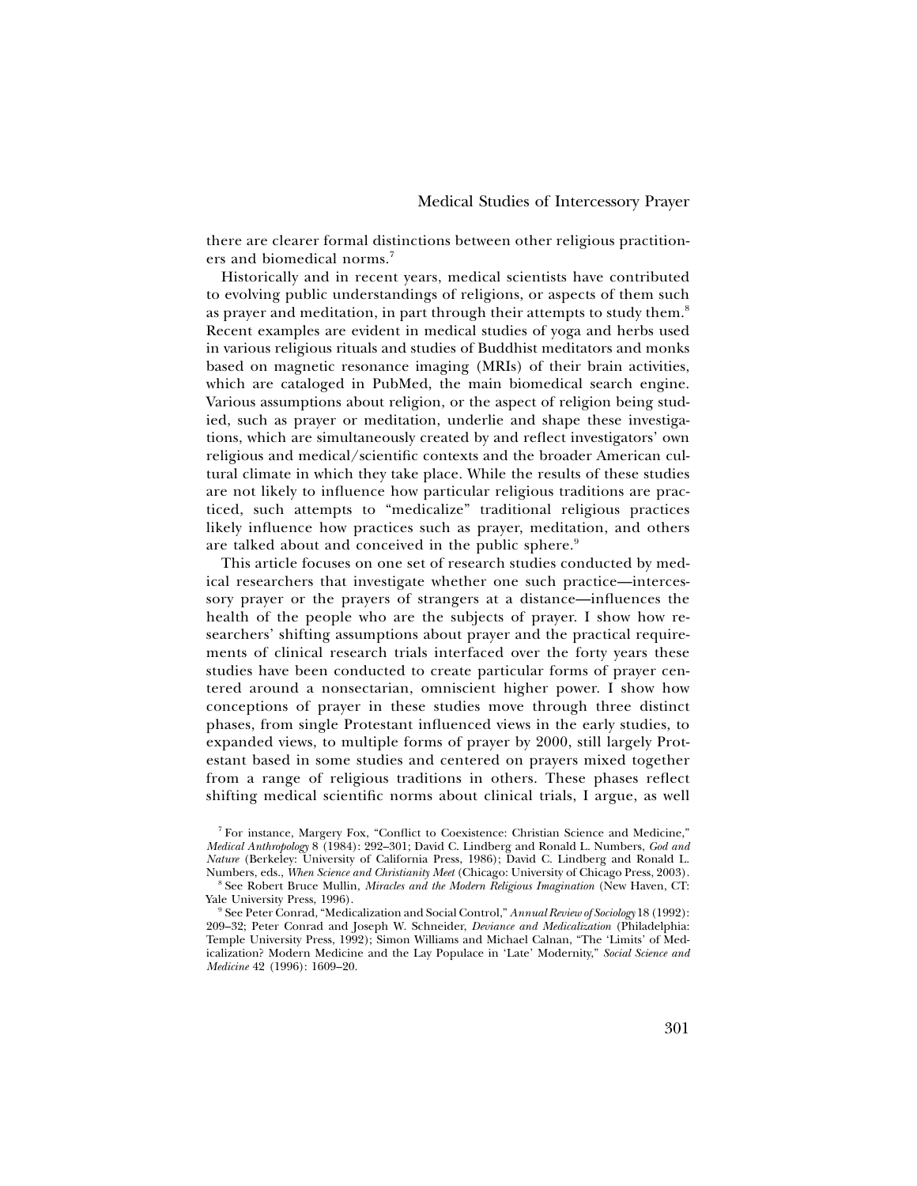there are clearer formal distinctions between other religious practitioners and biomedical norms.[7]

Historically and in recent years, medical scientists have contributed to evolving public understandings of religions, or aspects of them such as prayer and meditation, in part through their attempts to study them.[8] Recent examples are evident in medical studies of yoga and herbs used in various religious rituals and studies of Buddhist meditators and monks based on magnetic resonance imaging (MRIs) of their brain activities, which are cataloged in PubMed, the main biomedical search engine. Various assumptions about religion, or the aspect of religion being studied, such as prayer or meditation, underlie and shape these investigations, which are simultaneously created by and reflect investigators' own religious and medical/scientific contexts and the broader American cultural climate in which they take place. While the results of these studies are not likely to influence how particular religious traditions are practiced, such attempts to "medicalize" traditional religious practices likely influence how practices such as prayer, meditation, and others are talked about and conceived in the public sphere.[9]

This article focuses on one set of research studies conducted by medical researchers that investigate whether one such practice—intercessory prayer or the prayers of strangers at a distance—influences the health of the people who are the subjects of prayer. I show how researchers' shifting assumptions about prayer and the practical requirements of clinical research trials interfaced over the forty years these studies have been conducted to create particular forms of prayer centered around a nonsectarian, omniscient higher power. I show how conceptions of prayer in these studies move through three distinct phases, from single Protestant influenced views in the early studies, to expanded views, to multiple forms of prayer by 2000, still largely Protestant based in some studies and centered on prayers mixed together from a range of religious traditions in others. These phases reflect shifting medical scientific norms about clinical trials, I argue, as well

[7] For instance, Margery Fox, "Conflict to Coexistence: Christian Science and Medicine," *Medical Anthropology* 8 (1984): 292–301; David C. Lindberg and Ronald L. Numbers, *God and Nature* (Berkeley: University of California Press, 1986); David C. Lindberg and Ronald L. Numbers, eds., *When Science and Christianity Meet* (Chicago: University of Chicago Press, 2003).

[8] See Robert Bruce Mullin, *Miracles and the Modern Religious Imagination* (New Haven, CT: Yale University Press, 1996).

[9] See Peter Conrad, "Medicalization and Social Control," *Annual Review of Sociology* 18 (1992): 209–32; Peter Conrad and Joseph W. Schneider, *Deviance and Medicalization* (Philadelphia: Temple University Press, 1992); Simon Williams and Michael Calnan, "The 'Limits' of Medicalization? Modern Medicine and the Lay Populace in 'Late' Modernity," *Social Science and Medicine* 42 (1996): 1609–20.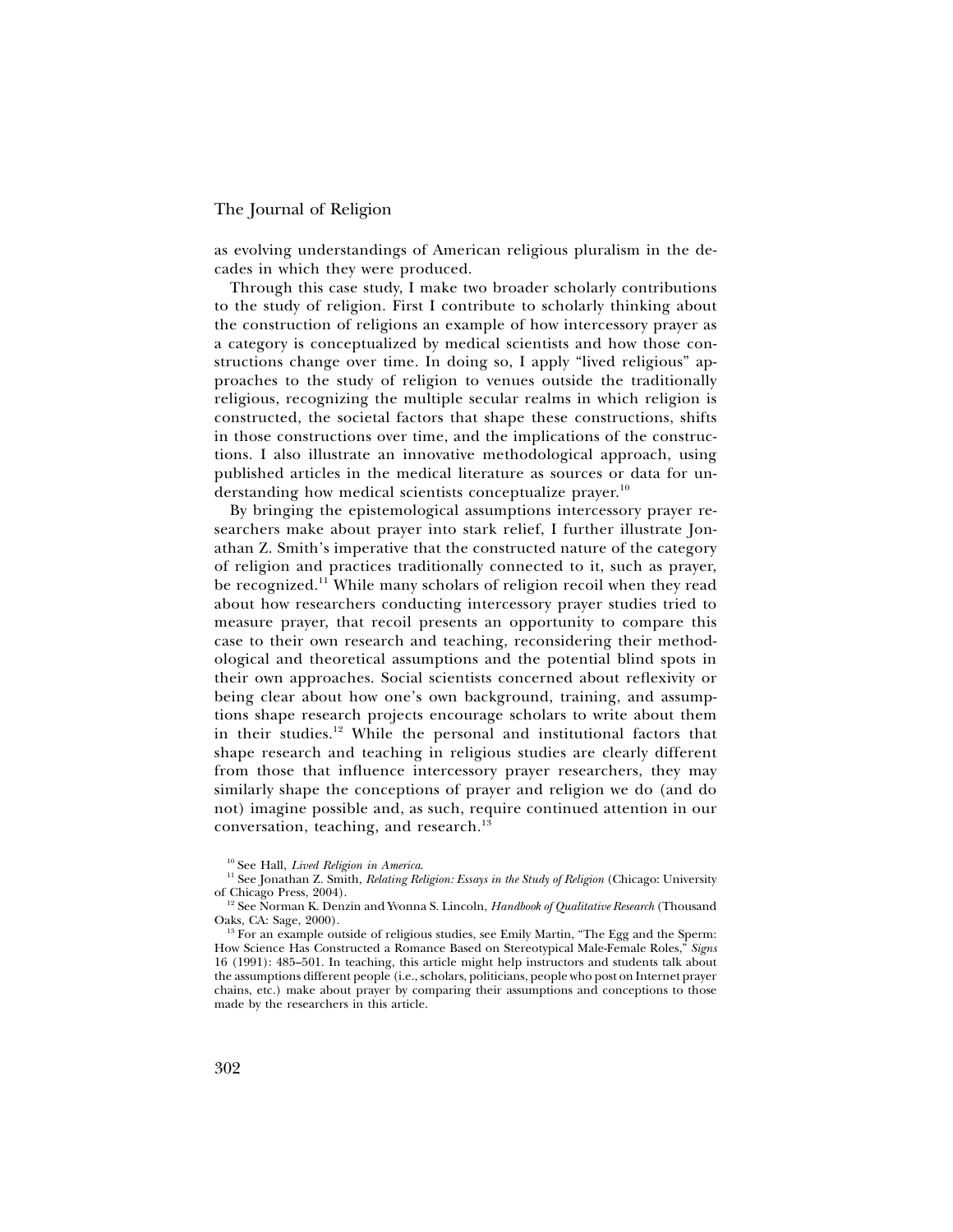as evolving understandings of American religious pluralism in the decades in which they were produced.

Through this case study, I make two broader scholarly contributions to the study of religion. First I contribute to scholarly thinking about the construction of religions an example of how intercessory prayer as a category is conceptualized by medical scientists and how those constructions change over time. In doing so, I apply "lived religious" approaches to the study of religion to venues outside the traditionally religious, recognizing the multiple secular realms in which religion is constructed, the societal factors that shape these constructions, shifts in those constructions over time, and the implications of the constructions. I also illustrate an innovative methodological approach, using published articles in the medical literature as sources or data for understanding how medical scientists conceptualize prayer.[10]

By bringing the epistemological assumptions intercessory prayer researchers make about prayer into stark relief, I further illustrate Jonathan Z. Smith's imperative that the constructed nature of the category of religion and practices traditionally connected to it, such as prayer, be recognized.[11] While many scholars of religion recoil when they read about how researchers conducting intercessory prayer studies tried to measure prayer, that recoil presents an opportunity to compare this case to their own research and teaching, reconsidering their methodological and theoretical assumptions and the potential blind spots in their own approaches. Social scientists concerned about reflexivity or being clear about how one's own background, training, and assumptions shape research projects encourage scholars to write about them in their studies.[12] While the personal and institutional factors that shape research and teaching in religious studies are clearly different from those that influence intercessory prayer researchers, they may similarly shape the conceptions of prayer and religion we do (and do not) imagine possible and, as such, require continued attention in our conversation, teaching, and research.[13]

[10] See Hall, *Lived Religion in America.*

[11] See Jonathan Z. Smith, *Relating Religion: Essays in the Study of Religion* (Chicago: University of Chicago Press, 2004).

[12] See Norman K. Denzin and Yvonna S. Lincoln, *Handbook of Qualitative Research* (Thousand Oaks, CA: Sage, 2000).

[13] For an example outside of religious studies, see Emily Martin, "The Egg and the Sperm: How Science Has Constructed a Romance Based on Stereotypical Male-Female Roles," *Signs* 16 (1991): 485–501. In teaching, this article might help instructors and students talk about the assumptions different people (i.e., scholars, politicians, people who post on Internet prayer chains, etc.) make about prayer by comparing their assumptions and conceptions to those made by the researchers in this article.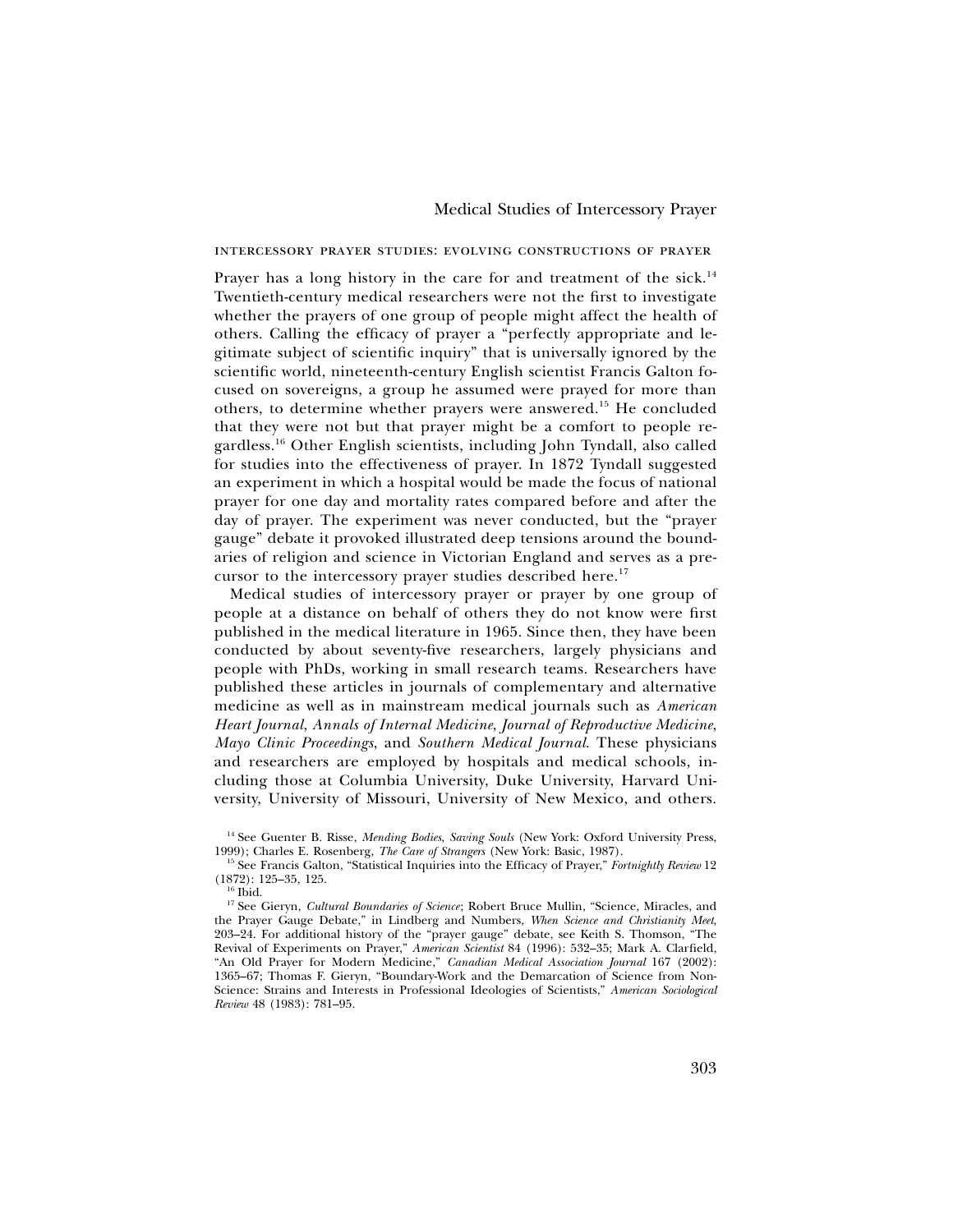## INTERCESSORY PRAYER STUDIES: EVOLVING CONSTRUCTIONS OF PRAYER

Prayer has a long history in the care for and treatment of the sick.[14] Twentieth-century medical researchers were not the first to investigate whether the prayers of one group of people might affect the health of others. Calling the efficacy of prayer a "perfectly appropriate and legitimate subject of scientific inquiry" that is universally ignored by the scientific world, nineteenth-century English scientist Francis Galton focused on sovereigns, a group he assumed were prayed for more than others, to determine whether prayers were answered.[15] He concluded that they were not but that prayer might be a comfort to people regardless.[16] Other English scientists, including John Tyndall, also called for studies into the effectiveness of prayer. In 1872 Tyndall suggested an experiment in which a hospital would be made the focus of national prayer for one day and mortality rates compared before and after the day of prayer. The experiment was never conducted, but the "prayer gauge" debate it provoked illustrated deep tensions around the boundaries of religion and science in Victorian England and serves as a precursor to the intercessory prayer studies described here.[17]

Medical studies of intercessory prayer or prayer by one group of people at a distance on behalf of others they do not know were first published in the medical literature in 1965. Since then, they have been conducted by about seventy-five researchers, largely physicians and people with PhDs, working in small research teams. Researchers have published these articles in journals of complementary and alternative medicine as well as in mainstream medical journals such as *American Heart Journal*, *Annals of Internal Medicine*, *Journal of Reproductive Medicine*, *Mayo Clinic Proceedings*, and *Southern Medical Journal*. These physicians and researchers are employed by hospitals and medical schools, including those at Columbia University, Duke University, Harvard University, University of Missouri, University of New Mexico, and others.

[14] See Guenter B. Risse, *Mending Bodies, Saving Souls* (New York: Oxford University Press, 1999); Charles E. Rosenberg, *The Care of Strangers* (New York: Basic, 1987).

[15] See Francis Galton, "Statistical Inquiries into the Efficacy of Prayer," *Fortnightly Review* 12 (1872): 125–35, 125.

[16] Ibid.

[17] See Gieryn, *Cultural Boundaries of Science*; Robert Bruce Mullin, "Science, Miracles, and the Prayer Gauge Debate," in Lindberg and Numbers, *When Science and Christianity Meet*, 203–24. For additional history of the "prayer gauge" debate, see Keith S. Thomson, "The Revival of Experiments on Prayer," *American Scientist* 84 (1996): 532–35; Mark A. Clarfield, "An Old Prayer for Modern Medicine," *Canadian Medical Association Journal* 167 (2002): 1365–67; Thomas F. Gieryn, "Boundary-Work and the Demarcation of Science from Non-Science: Strains and Interests in Professional Ideologies of Scientists," *American Sociological Review* 48 (1983): 781–95.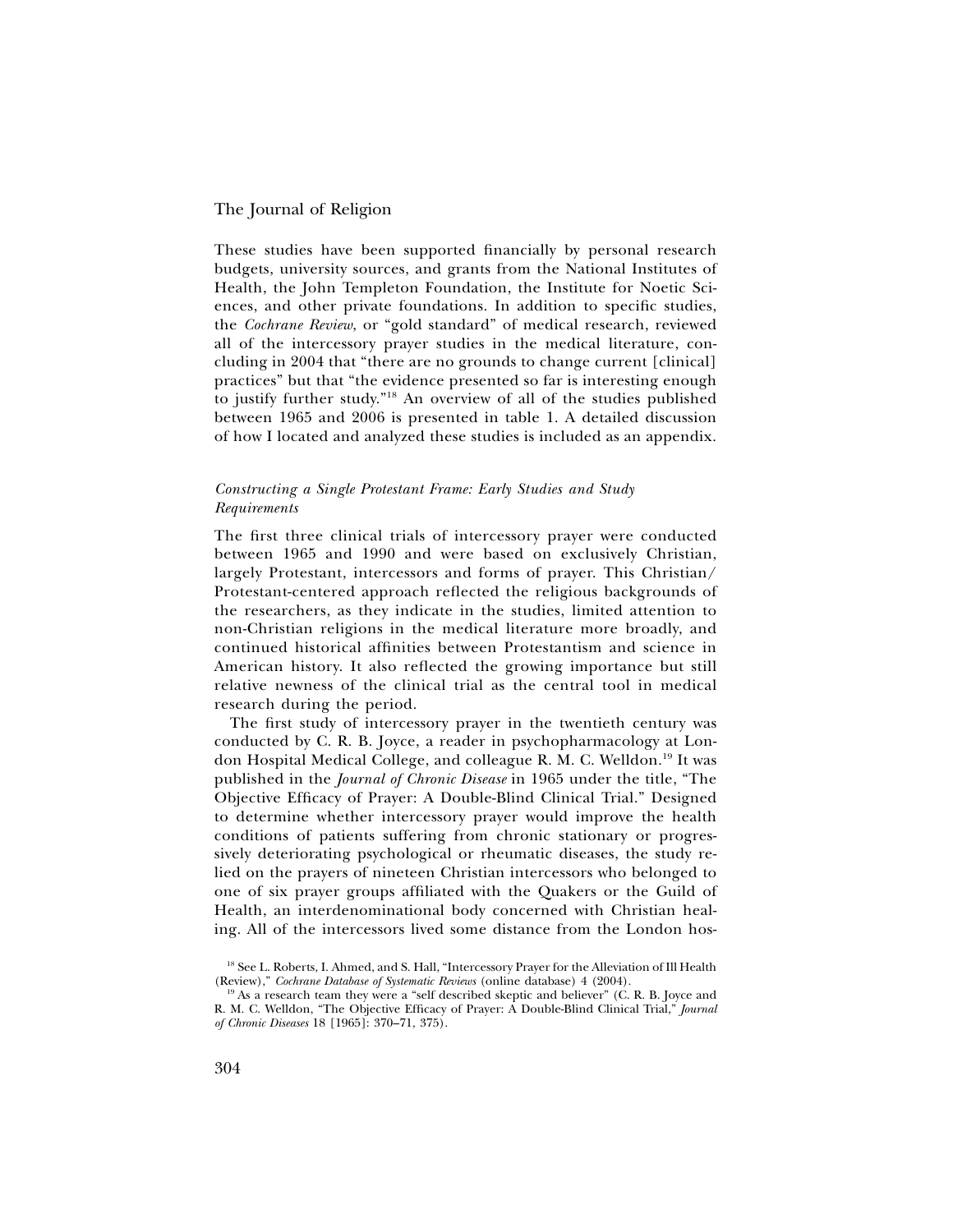These studies have been supported financially by personal research budgets, university sources, and grants from the National Institutes of Health, the John Templeton Foundation, the Institute for Noetic Sciences, and other private foundations. In addition to specific studies, the *Cochrane Review*, or "gold standard" of medical research, reviewed all of the intercessory prayer studies in the medical literature, concluding in 2004 that "there are no grounds to change current [clinical] practices" but that "the evidence presented so far is interesting enough to justify further study."[18] An overview of all of the studies published between 1965 and 2006 is presented in table 1. A detailed discussion of how I located and analyzed these studies is included as an appendix.

### *Constructing a Single Protestant Frame: Early Studies and Study Requirements*

The first three clinical trials of intercessory prayer were conducted between 1965 and 1990 and were based on exclusively Christian, largely Protestant, intercessors and forms of prayer. This Christian/Protestant-centered approach reflected the religious backgrounds of the researchers, as they indicate in the studies, limited attention to non-Christian religions in the medical literature more broadly, and continued historical affinities between Protestantism and science in American history. It also reflected the growing importance but still relative newness of the clinical trial as the central tool in medical research during the period.

The first study of intercessory prayer in the twentieth century was conducted by C. R. B. Joyce, a reader in psychopharmacology at London Hospital Medical College, and colleague R. M. C. Welldon.[19] It was published in the *Journal of Chronic Disease* in 1965 under the title, "The Objective Efficacy of Prayer: A Double-Blind Clinical Trial." Designed to determine whether intercessory prayer would improve the health conditions of patients suffering from chronic stationary or progressively deteriorating psychological or rheumatic diseases, the study relied on the prayers of nineteen Christian intercessors who belonged to one of six prayer groups affiliated with the Quakers or the Guild of Health, an interdenominational body concerned with Christian healing. All of the intercessors lived some distance from the London hos-

[18] See L. Roberts, I. Ahmed, and S. Hall, "Intercessory Prayer for the Alleviation of Ill Health (Review)," *Cochrane Database of Systematic Reviews* (online database) 4 (2004).

[19] As a research team they were a "self described skeptic and believer" (C. R. B. Joyce and R. M. C. Welldon, "The Objective Efficacy of Prayer: A Double-Blind Clinical Trial," *Journal of Chronic Diseases* 18 [1965]: 370–71, 375).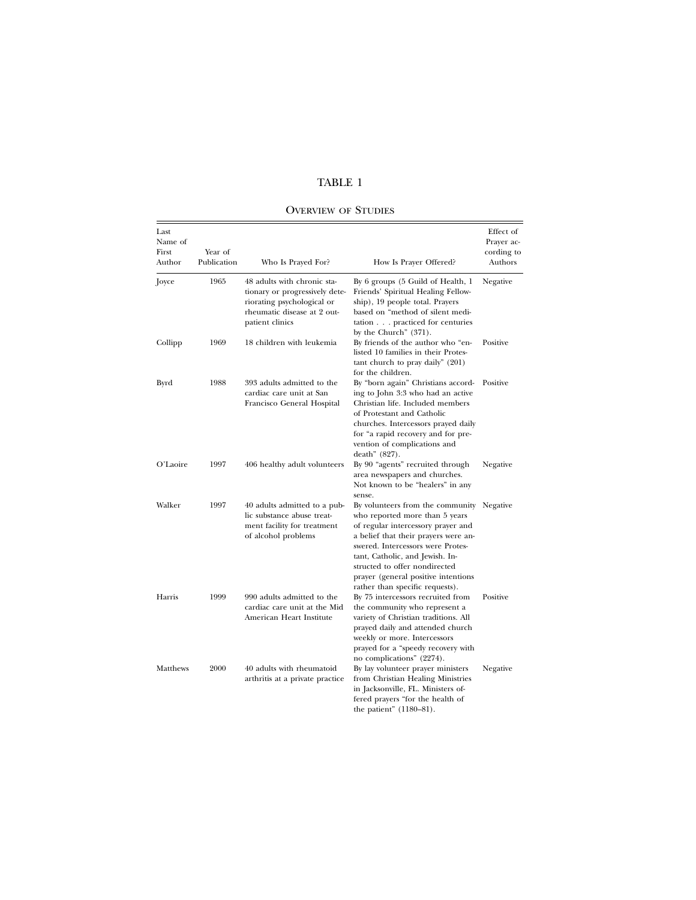# TABLE 1

## Overview of Studies

| Last Name of First Author | Year of Publication | Who Is Prayed For? | How Is Prayer Offered? | Effect of Prayer according to Authors |
|---|---|---|---|---|
| Joyce | 1965 | 48 adults with chronic stationary or progressively deteriorating psychological or rheumatic disease at 2 outpatient clinics | By 6 groups (5 Guild of Health, 1 Friends' Spiritual Healing Fellowship), 19 people total. Prayers based on "method of silent meditation . . . practiced for centuries by the Church" (371). | Negative |
| Collipp | 1969 | 18 children with leukemia | By friends of the author who "enlisted 10 families in their Protestant church to pray daily" (201) for the children. | Positive |
| Byrd | 1988 | 393 adults admitted to the cardiac care unit at San Francisco General Hospital | By "born again" Christians according to John 3:3 who had an active Christian life. Included members of Protestant and Catholic churches. Intercessors prayed daily for "a rapid recovery and for prevention of complications and death" (827). | Positive |
| O'Laoire | 1997 | 406 healthy adult volunteers | By 90 "agents" recruited through area newspapers and churches. Not known to be "healers" in any sense. | Negative |
| Walker | 1997 | 40 adults admitted to a public substance abuse treatment facility for treatment of alcohol problems | By volunteers from the community who reported more than 5 years of regular intercessory prayer and a belief that their prayers were answered. Intercessors were Protestant, Catholic, and Jewish. Instructed to offer nondirected prayer (general positive intentions rather than specific requests). | Negative |
| Harris | 1999 | 990 adults admitted to the cardiac care unit at the Mid American Heart Institute | By 75 intercessors recruited from the community who represent a variety of Christian traditions. All prayed daily and attended church weekly or more. Intercessors prayed for a "speedy recovery with no complications" (2274). | Positive |
| Matthews | 2000 | 40 adults with rheumatoid arthritis at a private practice | By lay volunteer prayer ministers from Christian Healing Ministries in Jacksonville, FL. Ministers offered prayers "for the health of the patient" (1180–81). | Negative |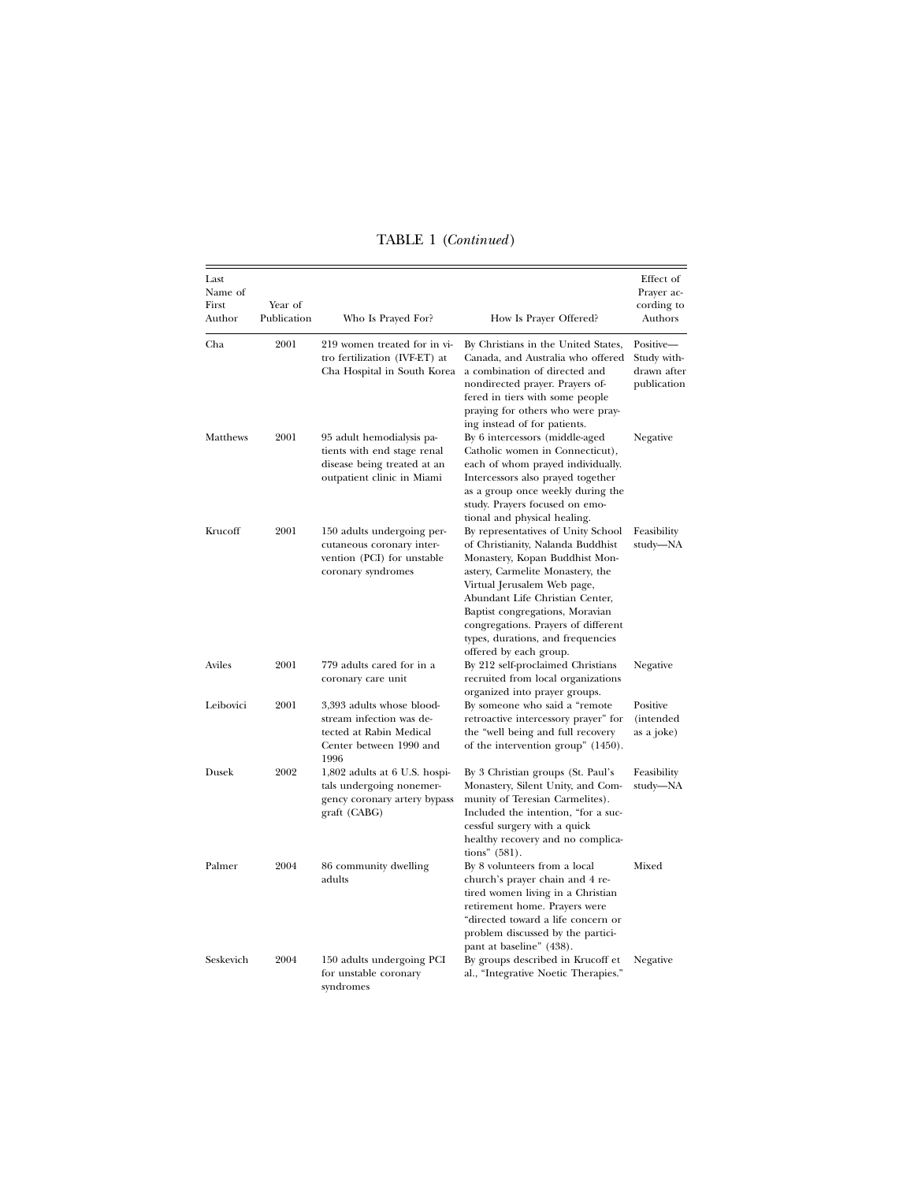TABLE 1 (*Continued*)

| Last Name of First Author | Year of Publication | Who Is Prayed For? | How Is Prayer Offered? | Effect of Prayer according to Authors |
|---|---|---|---|---|
| Cha | 2001 | 219 women treated for in vitro fertilization (IVF-ET) at Cha Hospital in South Korea | By Christians in the United States, Canada, and Australia who offered a combination of directed and nondirected prayer. Prayers offered in tiers with some people praying for others who were praying instead of for patients. | Positive—Study withdrawn after publication |
| Matthews | 2001 | 95 adult hemodialysis patients with end stage renal disease being treated at an outpatient clinic in Miami | By 6 intercessors (middle-aged Catholic women in Connecticut), each of whom prayed individually. Intercessors also prayed together as a group once weekly during the study. Prayers focused on emotional and physical healing. | Negative |
| Krucoff | 2001 | 150 adults undergoing percutaneous coronary intervention (PCI) for unstable coronary syndromes | By representatives of Unity School of Christianity, Nalanda Buddhist Monastery, Kopan Buddhist Monastery, Carmelite Monastery, the Virtual Jerusalem Web page, Abundant Life Christian Center, Baptist congregations, Moravian congregations. Prayers of different types, durations, and frequencies offered by each group. | Feasibility study—NA |
| Aviles | 2001 | 779 adults cared for in a coronary care unit | By 212 self-proclaimed Christians recruited from local organizations organized into prayer groups. | Negative |
| Leibovici | 2001 | 3,393 adults whose bloodstream infection was detected at Rabin Medical Center between 1990 and 1996 | By someone who said a "remote retroactive intercessory prayer" for the "well being and full recovery of the intervention group" (1450). | Positive (intended as a joke) |
| Dusek | 2002 | 1,802 adults at 6 U.S. hospitals undergoing nonemergency coronary artery bypass graft (CABG) | By 3 Christian groups (St. Paul's Monastery, Silent Unity, and Community of Teresian Carmelites). Included the intention, "for a successful surgery with a quick healthy recovery and no complications" (581). | Feasibility study—NA |
| Palmer | 2004 | 86 community dwelling adults | By 8 volunteers from a local church's prayer chain and 4 retired women living in a Christian retirement home. Prayers were "directed toward a life concern or problem discussed by the participant at baseline" (438). | Mixed |
| Seskevich | 2004 | 150 adults undergoing PCI for unstable coronary syndromes | By groups described in Krucoff et al., "Integrative Noetic Therapies." | Negative |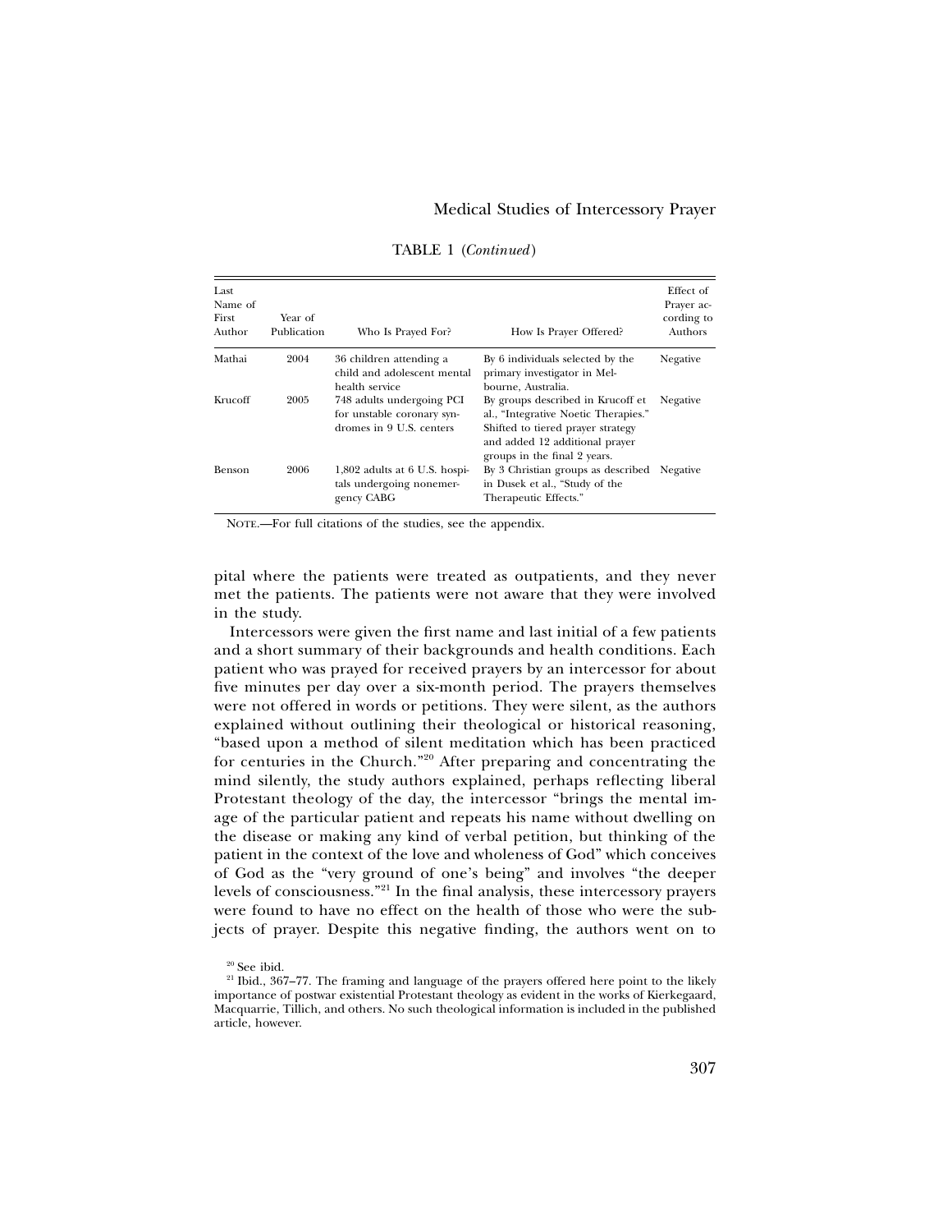TABLE 1 (*Continued*)

| Last Name of First Author | Year of Publication | Who Is Prayed For? | How Is Prayer Offered? | Effect of Prayer according to Authors |
|---|---|---|---|---|
| Mathai | 2004 | 36 children attending a child and adolescent mental health service | By 6 individuals selected by the primary investigator in Melbourne, Australia. | Negative |
| Krucoff | 2005 | 748 adults undergoing PCI for unstable coronary syndromes in 9 U.S. centers | By groups described in Krucoff et al., "Integrative Noetic Therapies." Shifted to tiered prayer strategy and added 12 additional prayer groups in the final 2 years. | Negative |
| Benson | 2006 | 1,802 adults at 6 U.S. hospitals undergoing nonemergency CABG | By 3 Christian groups as described in Dusek et al., "Study of the Therapeutic Effects." | Negative |

NOTE.—For full citations of the studies, see the appendix.

pital where the patients were treated as outpatients, and they never met the patients. The patients were not aware that they were involved in the study.

Intercessors were given the first name and last initial of a few patients and a short summary of their backgrounds and health conditions. Each patient who was prayed for received prayers by an intercessor for about five minutes per day over a six-month period. The prayers themselves were not offered in words or petitions. They were silent, as the authors explained without outlining their theological or historical reasoning, "based upon a method of silent meditation which has been practiced for centuries in the Church."[20] After preparing and concentrating the mind silently, the study authors explained, perhaps reflecting liberal Protestant theology of the day, the intercessor "brings the mental image of the particular patient and repeats his name without dwelling on the disease or making any kind of verbal petition, but thinking of the patient in the context of the love and wholeness of God" which conceives of God as the "very ground of one's being" and involves "the deeper levels of consciousness."[21] In the final analysis, these intercessory prayers were found to have no effect on the health of those who were the subjects of prayer. Despite this negative finding, the authors went on to

[20] See ibid.

[21] Ibid., 367–77. The framing and language of the prayers offered here point to the likely importance of postwar existential Protestant theology as evident in the works of Kierkegaard, Macquarrie, Tillich, and others. No such theological information is included in the published article, however.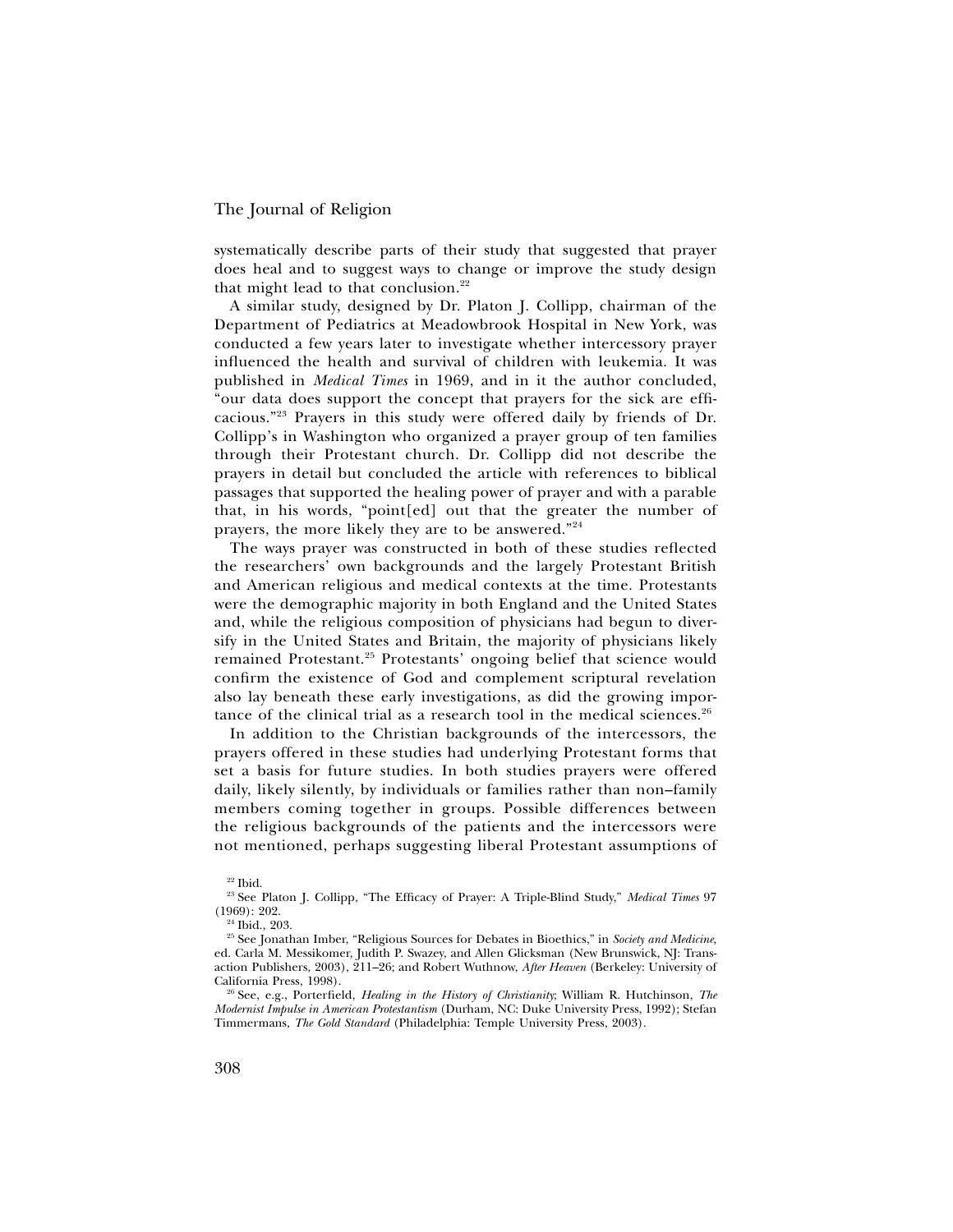systematically describe parts of their study that suggested that prayer does heal and to suggest ways to change or improve the study design that might lead to that conclusion.[22]

A similar study, designed by Dr. Platon J. Collipp, chairman of the Department of Pediatrics at Meadowbrook Hospital in New York, was conducted a few years later to investigate whether intercessory prayer influenced the health and survival of children with leukemia. It was published in *Medical Times* in 1969, and in it the author concluded, "our data does support the concept that prayers for the sick are efficacious."[23] Prayers in this study were offered daily by friends of Dr. Collipp's in Washington who organized a prayer group of ten families through their Protestant church. Dr. Collipp did not describe the prayers in detail but concluded the article with references to biblical passages that supported the healing power of prayer and with a parable that, in his words, "point[ed] out that the greater the number of prayers, the more likely they are to be answered."[24]

The ways prayer was constructed in both of these studies reflected the researchers' own backgrounds and the largely Protestant British and American religious and medical contexts at the time. Protestants were the demographic majority in both England and the United States and, while the religious composition of physicians had begun to diversify in the United States and Britain, the majority of physicians likely remained Protestant.[25] Protestants' ongoing belief that science would confirm the existence of God and complement scriptural revelation also lay beneath these early investigations, as did the growing importance of the clinical trial as a research tool in the medical sciences.[26]

In addition to the Christian backgrounds of the intercessors, the prayers offered in these studies had underlying Protestant forms that set a basis for future studies. In both studies prayers were offered daily, likely silently, by individuals or families rather than non–family members coming together in groups. Possible differences between the religious backgrounds of the patients and the intercessors were not mentioned, perhaps suggesting liberal Protestant assumptions of

[22] Ibid.

[23] See Platon J. Collipp, "The Efficacy of Prayer: A Triple-Blind Study," *Medical Times* 97 (1969): 202.

[24] Ibid., 203.

[25] See Jonathan Imber, "Religious Sources for Debates in Bioethics," in *Society and Medicine*, ed. Carla M. Messikomer, Judith P. Swazey, and Allen Glicksman (New Brunswick, NJ: Transaction Publishers, 2003), 211–26; and Robert Wuthnow, *After Heaven* (Berkeley: University of California Press, 1998).

[26] See, e.g., Porterfield, *Healing in the History of Christianity*; William R. Hutchinson, *The Modernist Impulse in American Protestantism* (Durham, NC: Duke University Press, 1992); Stefan Timmermans, *The Gold Standard* (Philadelphia: Temple University Press, 2003).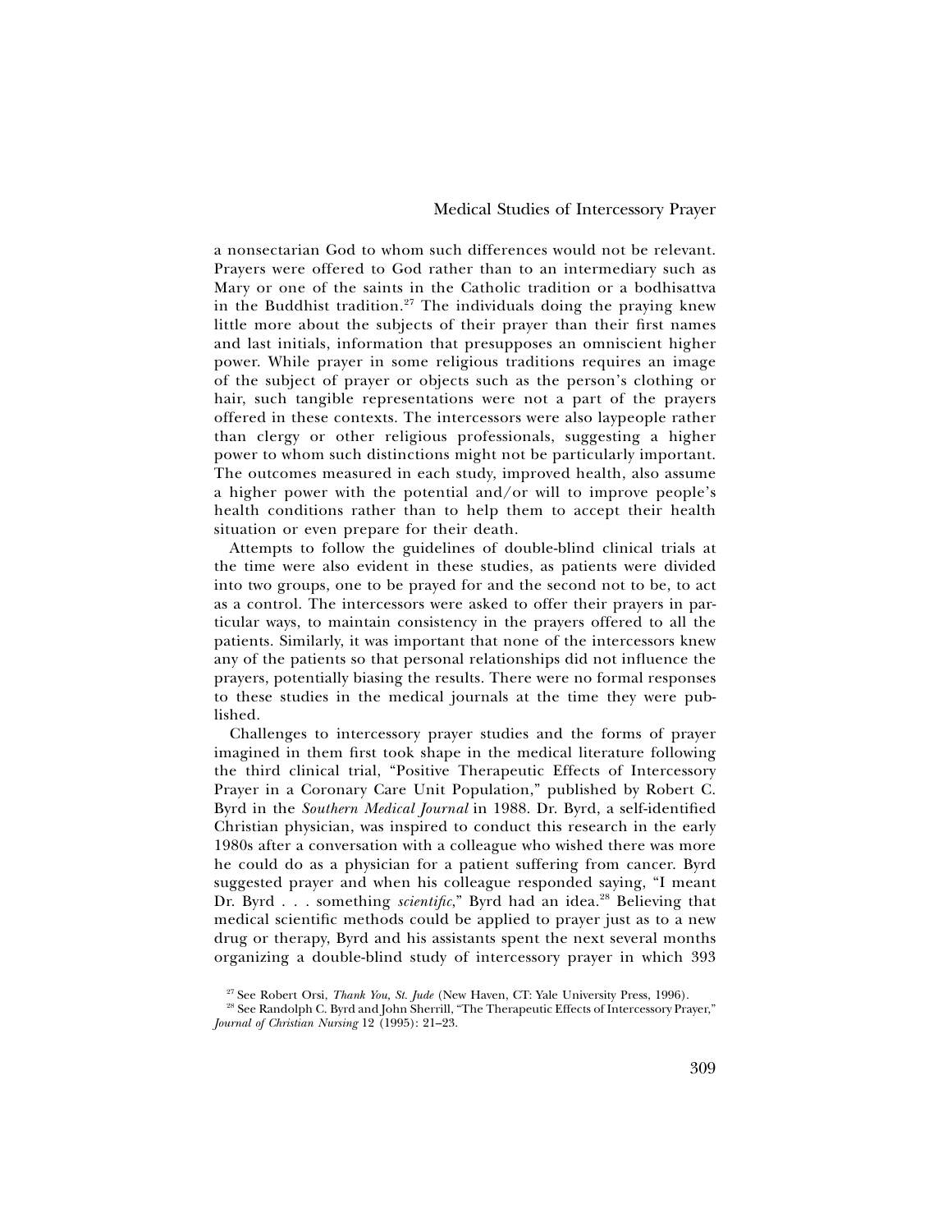a nonsectarian God to whom such differences would not be relevant. Prayers were offered to God rather than to an intermediary such as Mary or one of the saints in the Catholic tradition or a bodhisattva in the Buddhist tradition.[27] The individuals doing the praying knew little more about the subjects of their prayer than their first names and last initials, information that presupposes an omniscient higher power. While prayer in some religious traditions requires an image of the subject of prayer or objects such as the person's clothing or hair, such tangible representations were not a part of the prayers offered in these contexts. The intercessors were also laypeople rather than clergy or other religious professionals, suggesting a higher power to whom such distinctions might not be particularly important. The outcomes measured in each study, improved health, also assume a higher power with the potential and/or will to improve people's health conditions rather than to help them to accept their health situation or even prepare for their death.

Attempts to follow the guidelines of double-blind clinical trials at the time were also evident in these studies, as patients were divided into two groups, one to be prayed for and the second not to be, to act as a control. The intercessors were asked to offer their prayers in particular ways, to maintain consistency in the prayers offered to all the patients. Similarly, it was important that none of the intercessors knew any of the patients so that personal relationships did not influence the prayers, potentially biasing the results. There were no formal responses to these studies in the medical journals at the time they were published.

Challenges to intercessory prayer studies and the forms of prayer imagined in them first took shape in the medical literature following the third clinical trial, "Positive Therapeutic Effects of Intercessory Prayer in a Coronary Care Unit Population," published by Robert C. Byrd in the *Southern Medical Journal* in 1988. Dr. Byrd, a self-identified Christian physician, was inspired to conduct this research in the early 1980s after a conversation with a colleague who wished there was more he could do as a physician for a patient suffering from cancer. Byrd suggested prayer and when his colleague responded saying, "I meant Dr. Byrd . . . something *scientific*," Byrd had an idea.[28] Believing that medical scientific methods could be applied to prayer just as to a new drug or therapy, Byrd and his assistants spent the next several months organizing a double-blind study of intercessory prayer in which 393

[27] See Robert Orsi, *Thank You, St. Jude* (New Haven, CT: Yale University Press, 1996).

[28] See Randolph C. Byrd and John Sherrill, "The Therapeutic Effects of Intercessory Prayer," *Journal of Christian Nursing* 12 (1995): 21–23.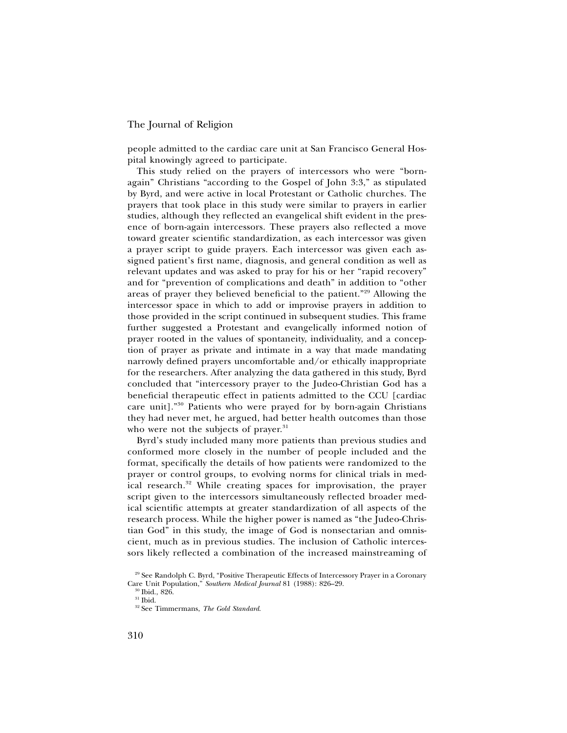people admitted to the cardiac care unit at San Francisco General Hospital knowingly agreed to participate.

This study relied on the prayers of intercessors who were "born-again" Christians "according to the Gospel of John 3:3," as stipulated by Byrd, and were active in local Protestant or Catholic churches. The prayers that took place in this study were similar to prayers in earlier studies, although they reflected an evangelical shift evident in the presence of born-again intercessors. These prayers also reflected a move toward greater scientific standardization, as each intercessor was given a prayer script to guide prayers. Each intercessor was given each assigned patient's first name, diagnosis, and general condition as well as relevant updates and was asked to pray for his or her "rapid recovery" and for "prevention of complications and death" in addition to "other areas of prayer they believed beneficial to the patient."[29] Allowing the intercessor space in which to add or improvise prayers in addition to those provided in the script continued in subsequent studies. This frame further suggested a Protestant and evangelically informed notion of prayer rooted in the values of spontaneity, individuality, and a conception of prayer as private and intimate in a way that made mandating narrowly defined prayers uncomfortable and/or ethically inappropriate for the researchers. After analyzing the data gathered in this study, Byrd concluded that "intercessory prayer to the Judeo-Christian God has a beneficial therapeutic effect in patients admitted to the CCU [cardiac care unit]."[30] Patients who were prayed for by born-again Christians they had never met, he argued, had better health outcomes than those who were not the subjects of prayer.[31]

Byrd's study included many more patients than previous studies and conformed more closely in the number of people included and the format, specifically the details of how patients were randomized to the prayer or control groups, to evolving norms for clinical trials in medical research.[32] While creating spaces for improvisation, the prayer script given to the intercessors simultaneously reflected broader medical scientific attempts at greater standardization of all aspects of the research process. While the higher power is named as "the Judeo-Christian God" in this study, the image of God is nonsectarian and omniscient, much as in previous studies. The inclusion of Catholic intercessors likely reflected a combination of the increased mainstreaming of

[29] See Randolph C. Byrd, "Positive Therapeutic Effects of Intercessory Prayer in a Coronary Care Unit Population," *Southern Medical Journal* 81 (1988): 826–29.

[30] Ibid., 826.

[31] Ibid.

[32] See Timmermans, *The Gold Standard*.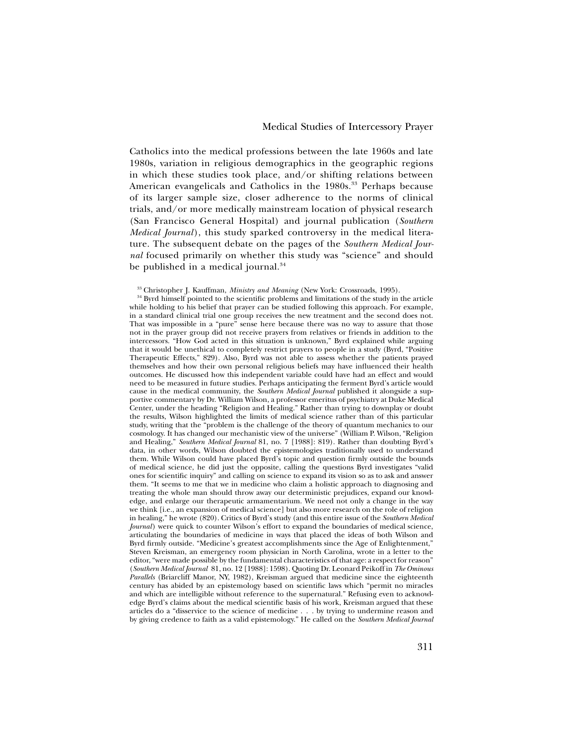Catholics into the medical professions between the late 1960s and late 1980s, variation in religious demographics in the geographic regions in which these studies took place, and/or shifting relations between American evangelicals and Catholics in the 1980s.[33] Perhaps because of its larger sample size, closer adherence to the norms of clinical trials, and/or more medically mainstream location of physical research (San Francisco General Hospital) and journal publication (*Southern Medical Journal*), this study sparked controversy in the medical literature. The subsequent debate on the pages of the *Southern Medical Journal* focused primarily on whether this study was "science" and should be published in a medical journal.[34]

[33] Christopher J. Kauffman, *Ministry and Meaning* (New York: Crossroads, 1995).

[34] Byrd himself pointed to the scientific problems and limitations of the study in the article while holding to his belief that prayer can be studied following this approach. For example, in a standard clinical trial one group receives the new treatment and the second does not. That was impossible in a "pure" sense here because there was no way to assure that those not in the prayer group did not receive prayers from relatives or friends in addition to the intercessors. "How God acted in this situation is unknown," Byrd explained while arguing that it would be unethical to completely restrict prayers to people in a study (Byrd, "Positive Therapeutic Effects," 829). Also, Byrd was not able to assess whether the patients prayed themselves and how their own personal religious beliefs may have influenced their health outcomes. He discussed how this independent variable could have had an effect and would need to be measured in future studies. Perhaps anticipating the ferment Byrd's article would cause in the medical community, the *Southern Medical Journal* published it alongside a supportive commentary by Dr. William Wilson, a professor emeritus of psychiatry at Duke Medical Center, under the heading "Religion and Healing." Rather than trying to downplay or doubt the results, Wilson highlighted the limits of medical science rather than of this particular study, writing that the "problem is the challenge of the theory of quantum mechanics to our cosmology. It has changed our mechanistic view of the universe" (William P. Wilson, "Religion and Healing," *Southern Medical Journal* 81, no. 7 [1988]: 819). Rather than doubting Byrd's data, in other words, Wilson doubted the epistemologies traditionally used to understand them. While Wilson could have placed Byrd's topic and question firmly outside the bounds of medical science, he did just the opposite, calling the questions Byrd investigates "valid ones for scientific inquiry" and calling on science to expand its vision so as to ask and answer them. "It seems to me that we in medicine who claim a holistic approach to diagnosing and treating the whole man should throw away our deterministic prejudices, expand our knowledge, and enlarge our therapeutic armamentarium. We need not only a change in the way we think [i.e., an expansion of medical science] but also more research on the role of religion in healing," he wrote (820). Critics of Byrd's study (and this entire issue of the *Southern Medical Journal*) were quick to counter Wilson's effort to expand the boundaries of medical science, articulating the boundaries of medicine in ways that placed the ideas of both Wilson and Byrd firmly outside. "Medicine's greatest accomplishments since the Age of Enlightenment," Steven Kreisman, an emergency room physician in North Carolina, wrote in a letter to the editor, "were made possible by the fundamental characteristics of that age: a respect for reason" (*Southern Medical Journal* 81, no. 12 [1988]: 1598). Quoting Dr. Leonard Peikoff in *The Ominous Parallels* (Briarcliff Manor, NY, 1982), Kreisman argued that medicine since the eighteenth century has abided by an epistemology based on scientific laws which "permit no miracles and which are intelligible without reference to the supernatural." Refusing even to acknowledge Byrd's claims about the medical scientific basis of his work, Kreisman argued that these articles do a "disservice to the science of medicine . . . by trying to undermine reason and by giving credence to faith as a valid epistemology." He called on the *Southern Medical Journal*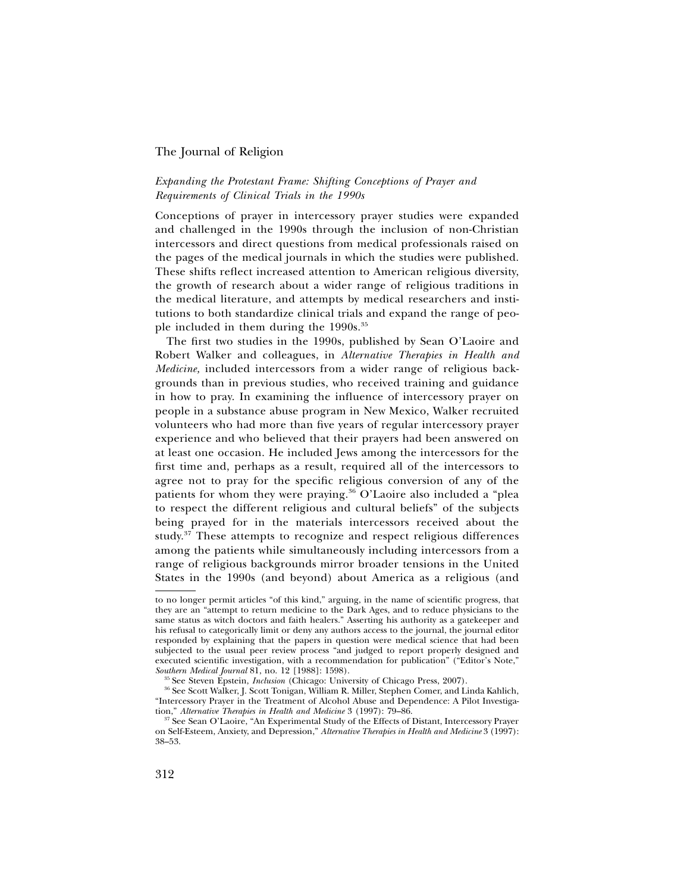### *Expanding the Protestant Frame: Shifting Conceptions of Prayer and Requirements of Clinical Trials in the 1990s*

Conceptions of prayer in intercessory prayer studies were expanded and challenged in the 1990s through the inclusion of non-Christian intercessors and direct questions from medical professionals raised on the pages of the medical journals in which the studies were published. These shifts reflect increased attention to American religious diversity, the growth of research about a wider range of religious traditions in the medical literature, and attempts by medical researchers and institutions to both standardize clinical trials and expand the range of people included in them during the 1990s.[35]

The first two studies in the 1990s, published by Sean O'Laoire and Robert Walker and colleagues, in *Alternative Therapies in Health and Medicine*, included intercessors from a wider range of religious backgrounds than in previous studies, who received training and guidance in how to pray. In examining the influence of intercessory prayer on people in a substance abuse program in New Mexico, Walker recruited volunteers who had more than five years of regular intercessory prayer experience and who believed that their prayers had been answered on at least one occasion. He included Jews among the intercessors for the first time and, perhaps as a result, required all of the intercessors to agree not to pray for the specific religious conversion of any of the patients for whom they were praying.[36] O'Laoire also included a "plea to respect the different religious and cultural beliefs" of the subjects being prayed for in the materials intercessors received about the study.[37] These attempts to recognize and respect religious differences among the patients while simultaneously including intercessors from a range of religious backgrounds mirror broader tensions in the United States in the 1990s (and beyond) about America as a religious (and

---

to no longer permit articles "of this kind," arguing, in the name of scientific progress, that they are an "attempt to return medicine to the Dark Ages, and to reduce physicians to the same status as witch doctors and faith healers." Asserting his authority as a gatekeeper and his refusal to categorically limit or deny any authors access to the journal, the journal editor responded by explaining that the papers in question were medical science that had been subjected to the usual peer review process "and judged to report properly designed and executed scientific investigation, with a recommendation for publication" ("Editor's Note," *Southern Medical Journal* 81, no. 12 [1988]: 1598).

[35] See Steven Epstein, *Inclusion* (Chicago: University of Chicago Press, 2007).

[36] See Scott Walker, J. Scott Tonigan, William R. Miller, Stephen Comer, and Linda Kahlich, "Intercessory Prayer in the Treatment of Alcohol Abuse and Dependence: A Pilot Investigation," *Alternative Therapies in Health and Medicine* 3 (1997): 79–86.

[37] See Sean O'Laoire, "An Experimental Study of the Effects of Distant, Intercessory Prayer on Self-Esteem, Anxiety, and Depression," *Alternative Therapies in Health and Medicine* 3 (1997): 38–53.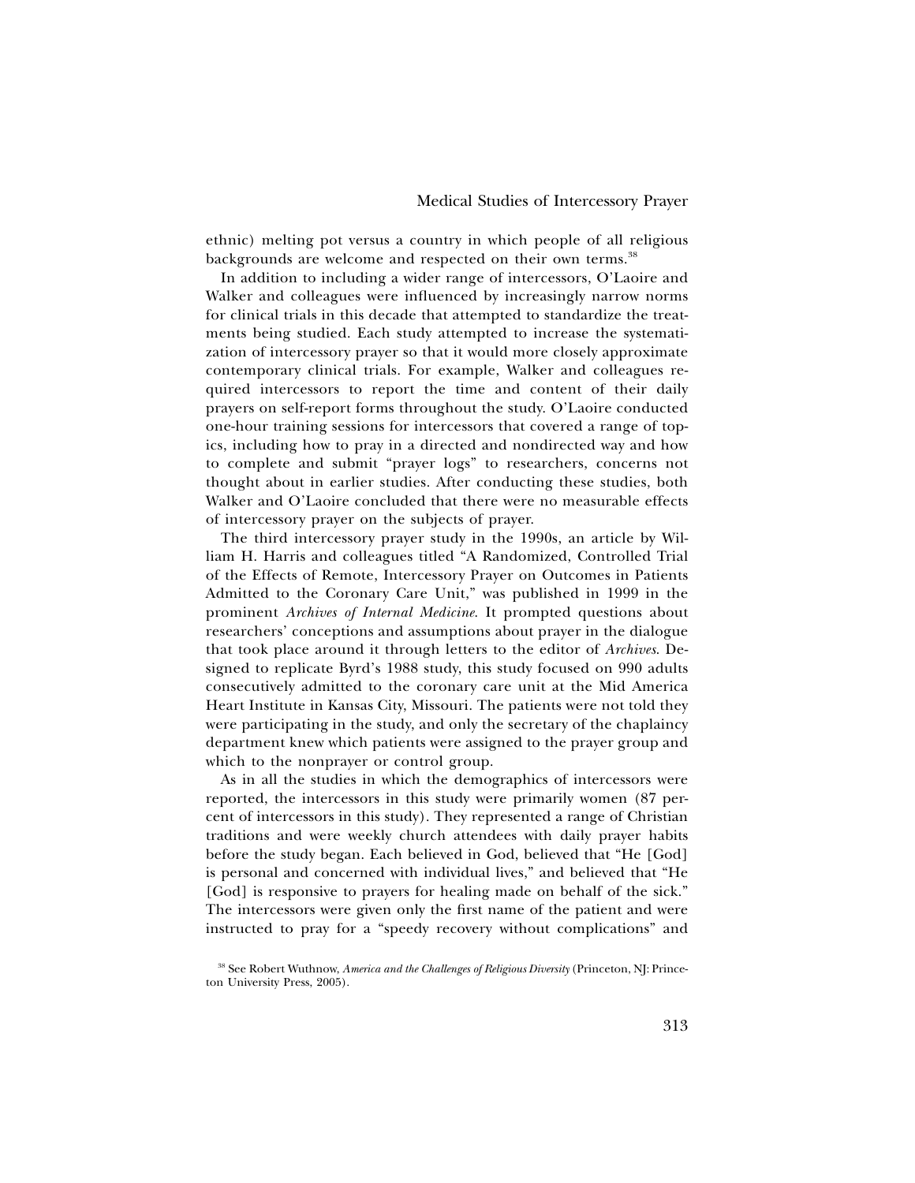ethnic) melting pot versus a country in which people of all religious backgrounds are welcome and respected on their own terms.[38]

In addition to including a wider range of intercessors, O'Laoire and Walker and colleagues were influenced by increasingly narrow norms for clinical trials in this decade that attempted to standardize the treatments being studied. Each study attempted to increase the systematization of intercessory prayer so that it would more closely approximate contemporary clinical trials. For example, Walker and colleagues required intercessors to report the time and content of their daily prayers on self-report forms throughout the study. O'Laoire conducted one-hour training sessions for intercessors that covered a range of topics, including how to pray in a directed and nondirected way and how to complete and submit "prayer logs" to researchers, concerns not thought about in earlier studies. After conducting these studies, both Walker and O'Laoire concluded that there were no measurable effects of intercessory prayer on the subjects of prayer.

The third intercessory prayer study in the 1990s, an article by William H. Harris and colleagues titled "A Randomized, Controlled Trial of the Effects of Remote, Intercessory Prayer on Outcomes in Patients Admitted to the Coronary Care Unit," was published in 1999 in the prominent *Archives of Internal Medicine*. It prompted questions about researchers' conceptions and assumptions about prayer in the dialogue that took place around it through letters to the editor of *Archives*. Designed to replicate Byrd's 1988 study, this study focused on 990 adults consecutively admitted to the coronary care unit at the Mid America Heart Institute in Kansas City, Missouri. The patients were not told they were participating in the study, and only the secretary of the chaplaincy department knew which patients were assigned to the prayer group and which to the nonprayer or control group.

As in all the studies in which the demographics of intercessors were reported, the intercessors in this study were primarily women (87 percent of intercessors in this study). They represented a range of Christian traditions and were weekly church attendees with daily prayer habits before the study began. Each believed in God, believed that "He [God] is personal and concerned with individual lives," and believed that "He [God] is responsive to prayers for healing made on behalf of the sick." The intercessors were given only the first name of the patient and were instructed to pray for a "speedy recovery without complications" and

[38] See Robert Wuthnow, *America and the Challenges of Religious Diversity* (Princeton, NJ: Princeton University Press, 2005).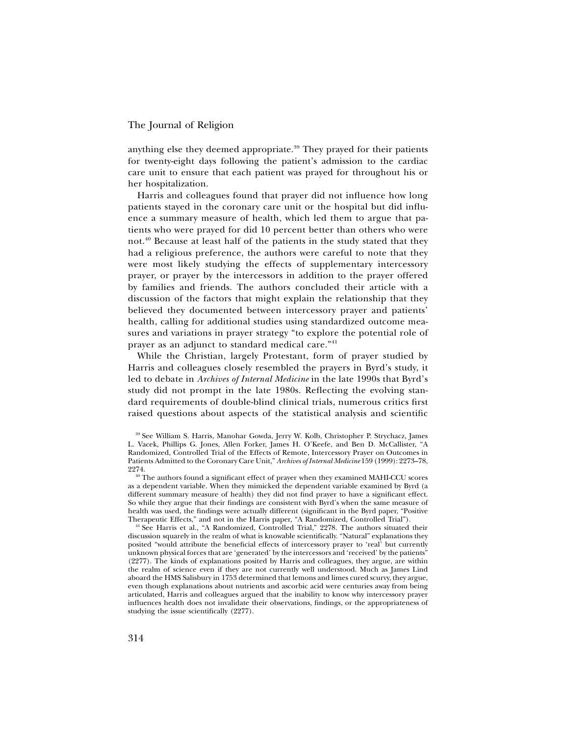anything else they deemed appropriate.[39] They prayed for their patients for twenty-eight days following the patient's admission to the cardiac care unit to ensure that each patient was prayed for throughout his or her hospitalization.

Harris and colleagues found that prayer did not influence how long patients stayed in the coronary care unit or the hospital but did influence a summary measure of health, which led them to argue that patients who were prayed for did 10 percent better than others who were not.[40] Because at least half of the patients in the study stated that they had a religious preference, the authors were careful to note that they were most likely studying the effects of supplementary intercessory prayer, or prayer by the intercessors in addition to the prayer offered by families and friends. The authors concluded their article with a discussion of the factors that might explain the relationship that they believed they documented between intercessory prayer and patients' health, calling for additional studies using standardized outcome measures and variations in prayer strategy "to explore the potential role of prayer as an adjunct to standard medical care."[41]

While the Christian, largely Protestant, form of prayer studied by Harris and colleagues closely resembled the prayers in Byrd's study, it led to debate in *Archives of Internal Medicine* in the late 1990s that Byrd's study did not prompt in the late 1980s. Reflecting the evolving standard requirements of double-blind clinical trials, numerous critics first raised questions about aspects of the statistical analysis and scientific

---

[39] See William S. Harris, Manohar Gowda, Jerry W. Kolb, Christopher P. Strychacz, James L. Vacek, Phillips G. Jones, Allen Forker, James H. O'Keefe, and Ben D. McCallister, "A Randomized, Controlled Trial of the Effects of Remote, Intercessory Prayer on Outcomes in Patients Admitted to the Coronary Care Unit," *Archives of Internal Medicine* 159 (1999): 2273–78, 2274.

[40] The authors found a significant effect of prayer when they examined MAHI-CCU scores as a dependent variable. When they mimicked the dependent variable examined by Byrd (a different summary measure of health) they did not find prayer to have a significant effect. So while they argue that their findings are consistent with Byrd's when the same measure of health was used, the findings were actually different (significant in the Byrd paper, "Positive Therapeutic Effects," and not in the Harris paper, "A Randomized, Controlled Trial").

[41] See Harris et al., "A Randomized, Controlled Trial," 2278. The authors situated their discussion squarely in the realm of what is knowable scientifically. "Natural" explanations they posited "would attribute the beneficial effects of intercessory prayer to 'real' but currently unknown physical forces that are 'generated' by the intercessors and 'received' by the patients" (2277). The kinds of explanations posited by Harris and colleagues, they argue, are within the realm of science even if they are not currently well understood. Much as James Lind aboard the HMS Salisbury in 1753 determined that lemons and limes cured scurvy, they argue, even though explanations about nutrients and ascorbic acid were centuries away from being articulated, Harris and colleagues argued that the inability to know why intercessory prayer influences health does not invalidate their observations, findings, or the appropriateness of studying the issue scientifically (2277).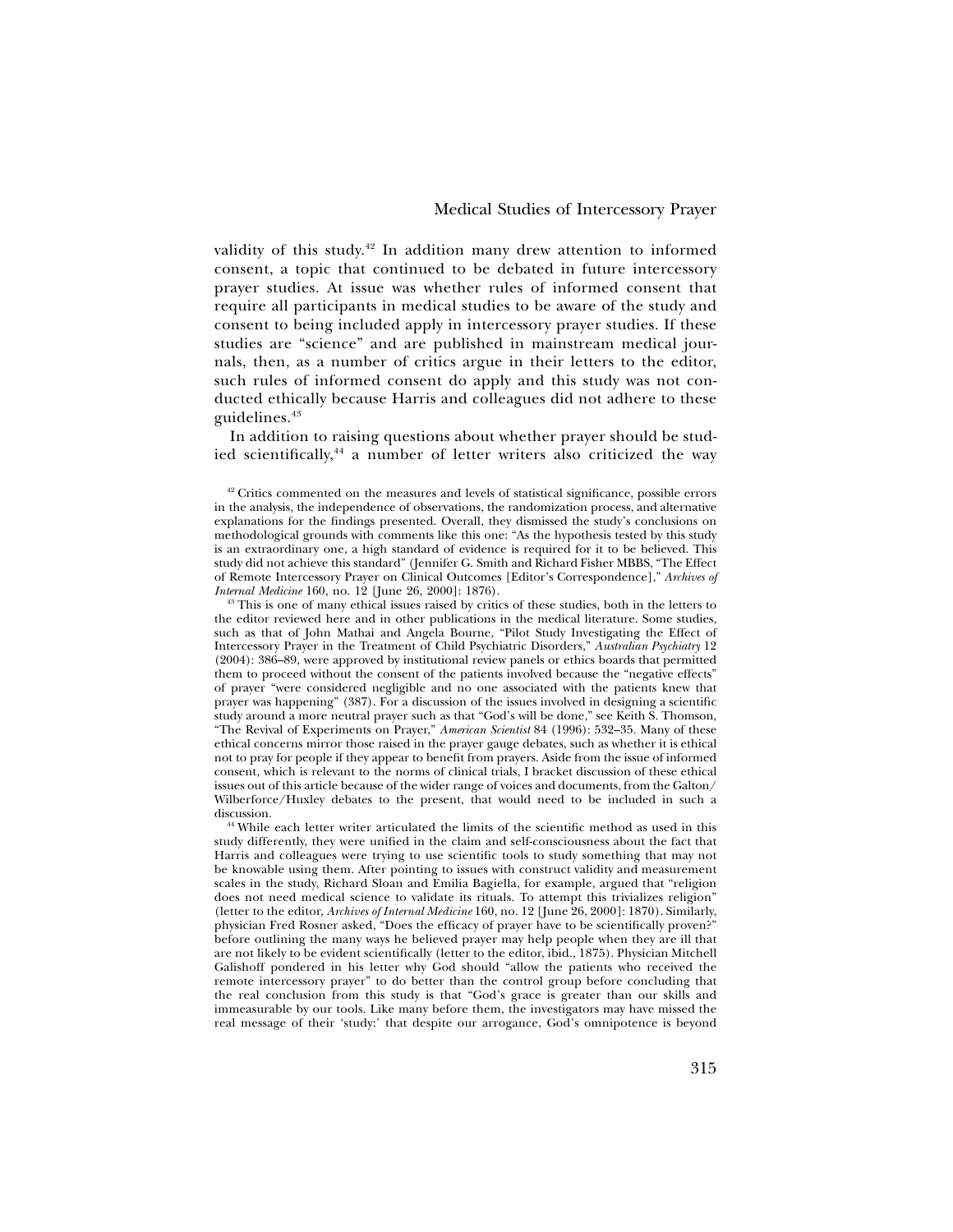validity of this study.[42] In addition many drew attention to informed consent, a topic that continued to be debated in future intercessory prayer studies. At issue was whether rules of informed consent that require all participants in medical studies to be aware of the study and consent to being included apply in intercessory prayer studies. If these studies are "science" and are published in mainstream medical journals, then, as a number of critics argue in their letters to the editor, such rules of informed consent do apply and this study was not conducted ethically because Harris and colleagues did not adhere to these guidelines.[43]

In addition to raising questions about whether prayer should be studied scientifically,[44] a number of letter writers also criticized the way

[42] Critics commented on the measures and levels of statistical significance, possible errors in the analysis, the independence of observations, the randomization process, and alternative explanations for the findings presented. Overall, they dismissed the study's conclusions on methodological grounds with comments like this one: "As the hypothesis tested by this study is an extraordinary one, a high standard of evidence is required for it to be believed. This study did not achieve this standard" (Jennifer G. Smith and Richard Fisher MBBS, "The Effect of Remote Intercessory Prayer on Clinical Outcomes [Editor's Correspondence]," *Archives of Internal Medicine* 160, no. 12 [June 26, 2000]: 1876).

[43] This is one of many ethical issues raised by critics of these studies, both in the letters to the editor reviewed here and in other publications in the medical literature. Some studies, such as that of John Mathai and Angela Bourne, "Pilot Study Investigating the Effect of Intercessory Prayer in the Treatment of Child Psychiatric Disorders," *Australian Psychiatry* 12 (2004): 386–89, were approved by institutional review panels or ethics boards that permitted them to proceed without the consent of the patients involved because the "negative effects" of prayer "were considered negligible and no one associated with the patients knew that prayer was happening" (387). For a discussion of the issues involved in designing a scientific study around a more neutral prayer such as that "God's will be done," see Keith S. Thomson, "The Revival of Experiments on Prayer," *American Scientist* 84 (1996): 532–35. Many of these ethical concerns mirror those raised in the prayer gauge debates, such as whether it is ethical not to pray for people if they appear to benefit from prayers. Aside from the issue of informed consent, which is relevant to the norms of clinical trials, I bracket discussion of these ethical issues out of this article because of the wider range of voices and documents, from the Galton/Wilberforce/Huxley debates to the present, that would need to be included in such a discussion.

[44] While each letter writer articulated the limits of the scientific method as used in this study differently, they were unified in the claim and self-consciousness about the fact that Harris and colleagues were trying to use scientific tools to study something that may not be knowable using them. After pointing to issues with construct validity and measurement scales in the study, Richard Sloan and Emilia Bagiella, for example, argued that "religion does not need medical science to validate its rituals. To attempt this trivializes religion" (letter to the editor, *Archives of Internal Medicine* 160, no. 12 [June 26, 2000]: 1870). Similarly, physician Fred Rosner asked, "Does the efficacy of prayer have to be scientifically proven?" before outlining the many ways he believed prayer may help people when they are ill that are not likely to be evident scientifically (letter to the editor, ibid., 1875). Physician Mitchell Galishoff pondered in his letter why God should "allow the patients who received the remote intercessory prayer" to do better than the control group before concluding that the real conclusion from this study is that "God's grace is greater than our skills and immeasurable by our tools. Like many before them, the investigators may have missed the real message of their 'study:' that despite our arrogance, God's omnipotence is beyond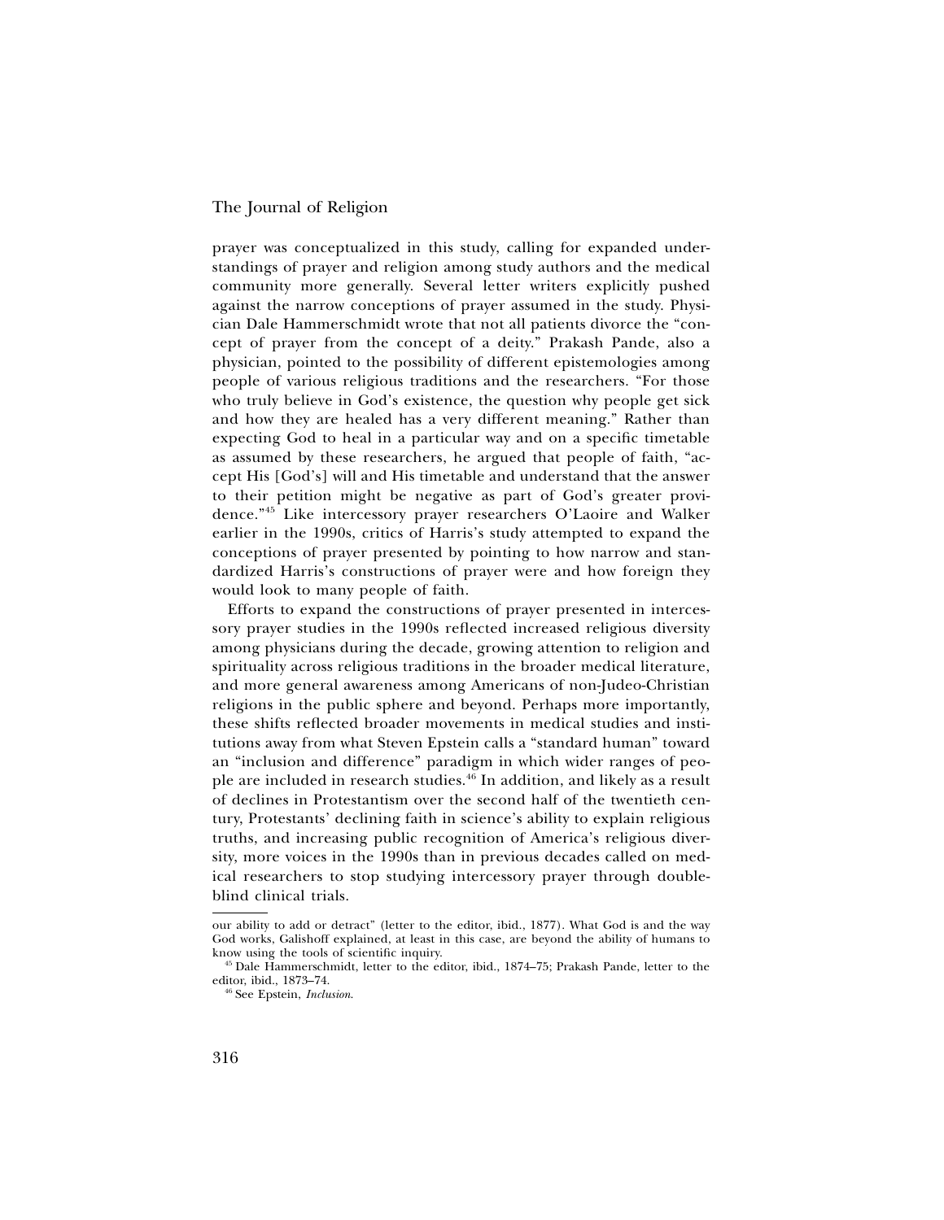prayer was conceptualized in this study, calling for expanded understandings of prayer and religion among study authors and the medical community more generally. Several letter writers explicitly pushed against the narrow conceptions of prayer assumed in the study. Physician Dale Hammerschmidt wrote that not all patients divorce the "concept of prayer from the concept of a deity." Prakash Pande, also a physician, pointed to the possibility of different epistemologies among people of various religious traditions and the researchers. "For those who truly believe in God's existence, the question why people get sick and how they are healed has a very different meaning." Rather than expecting God to heal in a particular way and on a specific timetable as assumed by these researchers, he argued that people of faith, "accept His [God's] will and His timetable and understand that the answer to their petition might be negative as part of God's greater providence."[45] Like intercessory prayer researchers O'Laoire and Walker earlier in the 1990s, critics of Harris's study attempted to expand the conceptions of prayer presented by pointing to how narrow and standardized Harris's constructions of prayer were and how foreign they would look to many people of faith.

Efforts to expand the constructions of prayer presented in intercessory prayer studies in the 1990s reflected increased religious diversity among physicians during the decade, growing attention to religion and spirituality across religious traditions in the broader medical literature, and more general awareness among Americans of non-Judeo-Christian religions in the public sphere and beyond. Perhaps more importantly, these shifts reflected broader movements in medical studies and institutions away from what Steven Epstein calls a "standard human" toward an "inclusion and difference" paradigm in which wider ranges of people are included in research studies.[46] In addition, and likely as a result of declines in Protestantism over the second half of the twentieth century, Protestants' declining faith in science's ability to explain religious truths, and increasing public recognition of America's religious diversity, more voices in the 1990s than in previous decades called on medical researchers to stop studying intercessory prayer through double-blind clinical trials.

---

our ability to add or detract" (letter to the editor, ibid., 1877). What God is and the way God works, Galishoff explained, at least in this case, are beyond the ability of humans to know using the tools of scientific inquiry.

[45] Dale Hammerschmidt, letter to the editor, ibid., 1874–75; Prakash Pande, letter to the editor, ibid., 1873–74.

[46] See Epstein, *Inclusion*.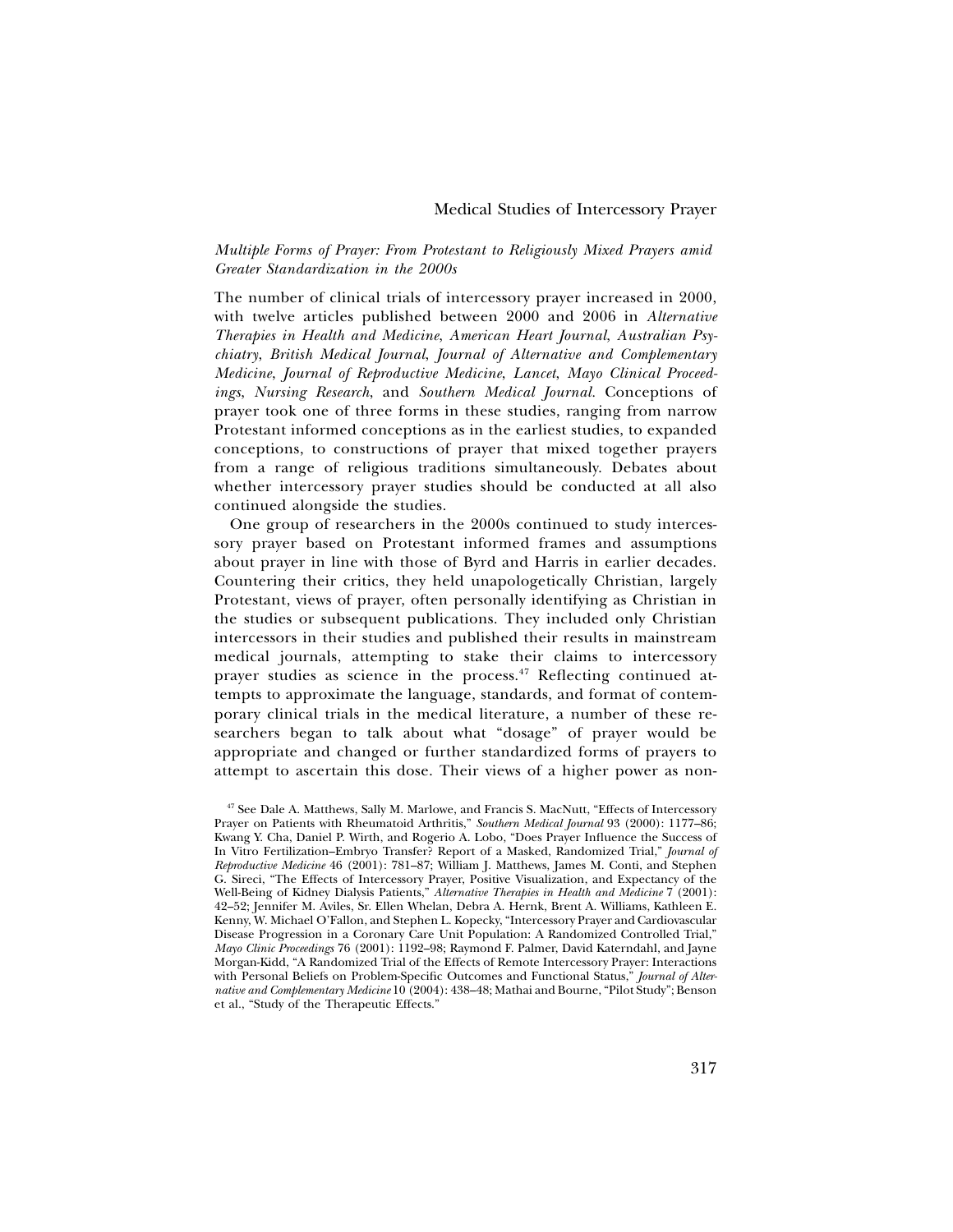*Multiple Forms of Prayer: From Protestant to Religiously Mixed Prayers amid Greater Standardization in the 2000s*

The number of clinical trials of intercessory prayer increased in 2000, with twelve articles published between 2000 and 2006 in *Alternative Therapies in Health and Medicine*, *American Heart Journal*, *Australian Psychiatry*, *British Medical Journal*, *Journal of Alternative and Complementary Medicine*, *Journal of Reproductive Medicine*, *Lancet*, *Mayo Clinical Proceedings*, *Nursing Research*, and *Southern Medical Journal.* Conceptions of prayer took one of three forms in these studies, ranging from narrow Protestant informed conceptions as in the earliest studies, to expanded conceptions, to constructions of prayer that mixed together prayers from a range of religious traditions simultaneously. Debates about whether intercessory prayer studies should be conducted at all also continued alongside the studies.

One group of researchers in the 2000s continued to study intercessory prayer based on Protestant informed frames and assumptions about prayer in line with those of Byrd and Harris in earlier decades. Countering their critics, they held unapologetically Christian, largely Protestant, views of prayer, often personally identifying as Christian in the studies or subsequent publications. They included only Christian intercessors in their studies and published their results in mainstream medical journals, attempting to stake their claims to intercessory prayer studies as science in the process.[47] Reflecting continued attempts to approximate the language, standards, and format of contemporary clinical trials in the medical literature, a number of these researchers began to talk about what "dosage" of prayer would be appropriate and changed or further standardized forms of prayers to attempt to ascertain this dose. Their views of a higher power as non-

[47] See Dale A. Matthews, Sally M. Marlowe, and Francis S. MacNutt, "Effects of Intercessory Prayer on Patients with Rheumatoid Arthritis," *Southern Medical Journal* 93 (2000): 1177–86; Kwang Y. Cha, Daniel P. Wirth, and Rogerio A. Lobo, "Does Prayer Influence the Success of In Vitro Fertilization–Embryo Transfer? Report of a Masked, Randomized Trial," *Journal of Reproductive Medicine* 46 (2001): 781–87; William J. Matthews, James M. Conti, and Stephen G. Sireci, "The Effects of Intercessory Prayer, Positive Visualization, and Expectancy of the Well-Being of Kidney Dialysis Patients," *Alternative Therapies in Health and Medicine* 7 (2001): 42–52; Jennifer M. Aviles, Sr. Ellen Whelan, Debra A. Hernk, Brent A. Williams, Kathleen E. Kenny, W. Michael O'Fallon, and Stephen L. Kopecky, "Intercessory Prayer and Cardiovascular Disease Progression in a Coronary Care Unit Population: A Randomized Controlled Trial," *Mayo Clinic Proceedings* 76 (2001): 1192–98; Raymond F. Palmer, David Katerndahl, and Jayne Morgan-Kidd, "A Randomized Trial of the Effects of Remote Intercessory Prayer: Interactions with Personal Beliefs on Problem-Specific Outcomes and Functional Status," *Journal of Alternative and Complementary Medicine* 10 (2004): 438–48; Mathai and Bourne, "Pilot Study"; Benson et al., "Study of the Therapeutic Effects."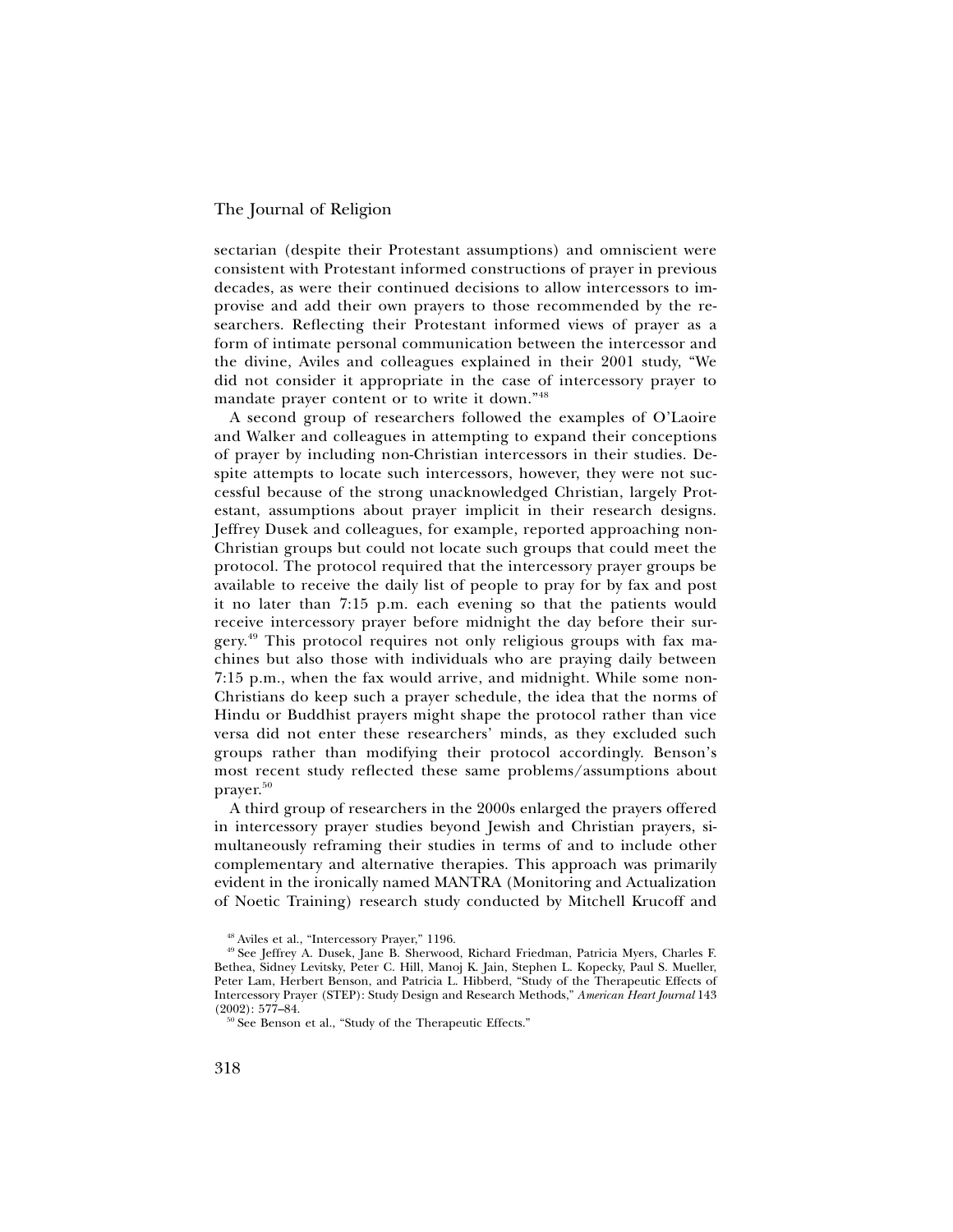sectarian (despite their Protestant assumptions) and omniscient were consistent with Protestant informed constructions of prayer in previous decades, as were their continued decisions to allow intercessors to improvise and add their own prayers to those recommended by the researchers. Reflecting their Protestant informed views of prayer as a form of intimate personal communication between the intercessor and the divine, Aviles and colleagues explained in their 2001 study, "We did not consider it appropriate in the case of intercessory prayer to mandate prayer content or to write it down."[48]

A second group of researchers followed the examples of O'Laoire and Walker and colleagues in attempting to expand their conceptions of prayer by including non-Christian intercessors in their studies. Despite attempts to locate such intercessors, however, they were not successful because of the strong unacknowledged Christian, largely Protestant, assumptions about prayer implicit in their research designs. Jeffrey Dusek and colleagues, for example, reported approaching non-Christian groups but could not locate such groups that could meet the protocol. The protocol required that the intercessory prayer groups be available to receive the daily list of people to pray for by fax and post it no later than 7:15 p.m. each evening so that the patients would receive intercessory prayer before midnight the day before their surgery.[49] This protocol requires not only religious groups with fax machines but also those with individuals who are praying daily between 7:15 p.m., when the fax would arrive, and midnight. While some non-Christians do keep such a prayer schedule, the idea that the norms of Hindu or Buddhist prayers might shape the protocol rather than vice versa did not enter these researchers' minds, as they excluded such groups rather than modifying their protocol accordingly. Benson's most recent study reflected these same problems/assumptions about prayer.[50]

A third group of researchers in the 2000s enlarged the prayers offered in intercessory prayer studies beyond Jewish and Christian prayers, simultaneously reframing their studies in terms of and to include other complementary and alternative therapies. This approach was primarily evident in the ironically named MANTRA (Monitoring and Actualization of Noetic Training) research study conducted by Mitchell Krucoff and

[48] Aviles et al., "Intercessory Prayer," 1196.

[49] See Jeffrey A. Dusek, Jane B. Sherwood, Richard Friedman, Patricia Myers, Charles F. Bethea, Sidney Levitsky, Peter C. Hill, Manoj K. Jain, Stephen L. Kopecky, Paul S. Mueller, Peter Lam, Herbert Benson, and Patricia L. Hibberd, "Study of the Therapeutic Effects of Intercessory Prayer (STEP): Study Design and Research Methods," *American Heart Journal* 143 (2002): 577–84.

[50] See Benson et al., "Study of the Therapeutic Effects."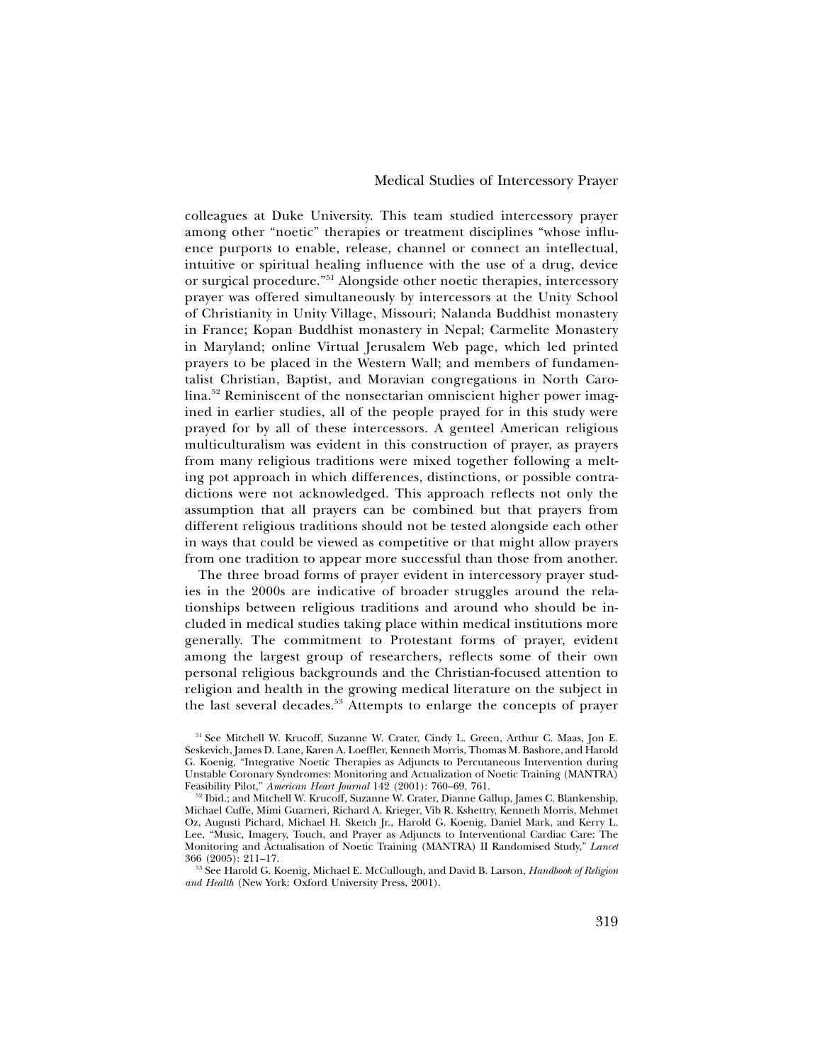colleagues at Duke University. This team studied intercessory prayer among other "noetic" therapies or treatment disciplines "whose influence purports to enable, release, channel or connect an intellectual, intuitive or spiritual healing influence with the use of a drug, device or surgical procedure."[51] Alongside other noetic therapies, intercessory prayer was offered simultaneously by intercessors at the Unity School of Christianity in Unity Village, Missouri; Nalanda Buddhist monastery in France; Kopan Buddhist monastery in Nepal; Carmelite Monastery in Maryland; online Virtual Jerusalem Web page, which led printed prayers to be placed in the Western Wall; and members of fundamentalist Christian, Baptist, and Moravian congregations in North Carolina.[52] Reminiscent of the nonsectarian omniscient higher power imagined in earlier studies, all of the people prayed for in this study were prayed for by all of these intercessors. A genteel American religious multiculturalism was evident in this construction of prayer, as prayers from many religious traditions were mixed together following a melting pot approach in which differences, distinctions, or possible contradictions were not acknowledged. This approach reflects not only the assumption that all prayers can be combined but that prayers from different religious traditions should not be tested alongside each other in ways that could be viewed as competitive or that might allow prayers from one tradition to appear more successful than those from another.

The three broad forms of prayer evident in intercessory prayer studies in the 2000s are indicative of broader struggles around the relationships between religious traditions and around who should be included in medical studies taking place within medical institutions more generally. The commitment to Protestant forms of prayer, evident among the largest group of researchers, reflects some of their own personal religious backgrounds and the Christian-focused attention to religion and health in the growing medical literature on the subject in the last several decades.[53] Attempts to enlarge the concepts of prayer

[51] See Mitchell W. Krucoff, Suzanne W. Crater, Cindy L. Green, Arthur C. Maas, Jon E. Seskevich, James D. Lane, Karen A. Loeffler, Kenneth Morris, Thomas M. Bashore, and Harold G. Koenig, "Integrative Noetic Therapies as Adjuncts to Percutaneous Intervention during Unstable Coronary Syndromes: Monitoring and Actualization of Noetic Training (MANTRA) Feasibility Pilot," *American Heart Journal* 142 (2001): 760–69, 761.

[52] Ibid.; and Mitchell W. Krucoff, Suzanne W. Crater, Dianne Gallup, James C. Blankenship, Michael Cuffe, Mimi Guarneri, Richard A. Krieger, Vib R. Kshettry, Kenneth Morris, Mehmet Oz, Augusti Pichard, Michael H. Sketch Jr., Harold G. Koenig, Daniel Mark, and Kerry L. Lee, "Music, Imagery, Touch, and Prayer as Adjuncts to Interventional Cardiac Care: The Monitoring and Actualisation of Noetic Training (MANTRA) II Randomised Study," *Lancet* 366 (2005): 211–17.

[53] See Harold G. Koenig, Michael E. McCullough, and David B. Larson, *Handbook of Religion and Health* (New York: Oxford University Press, 2001).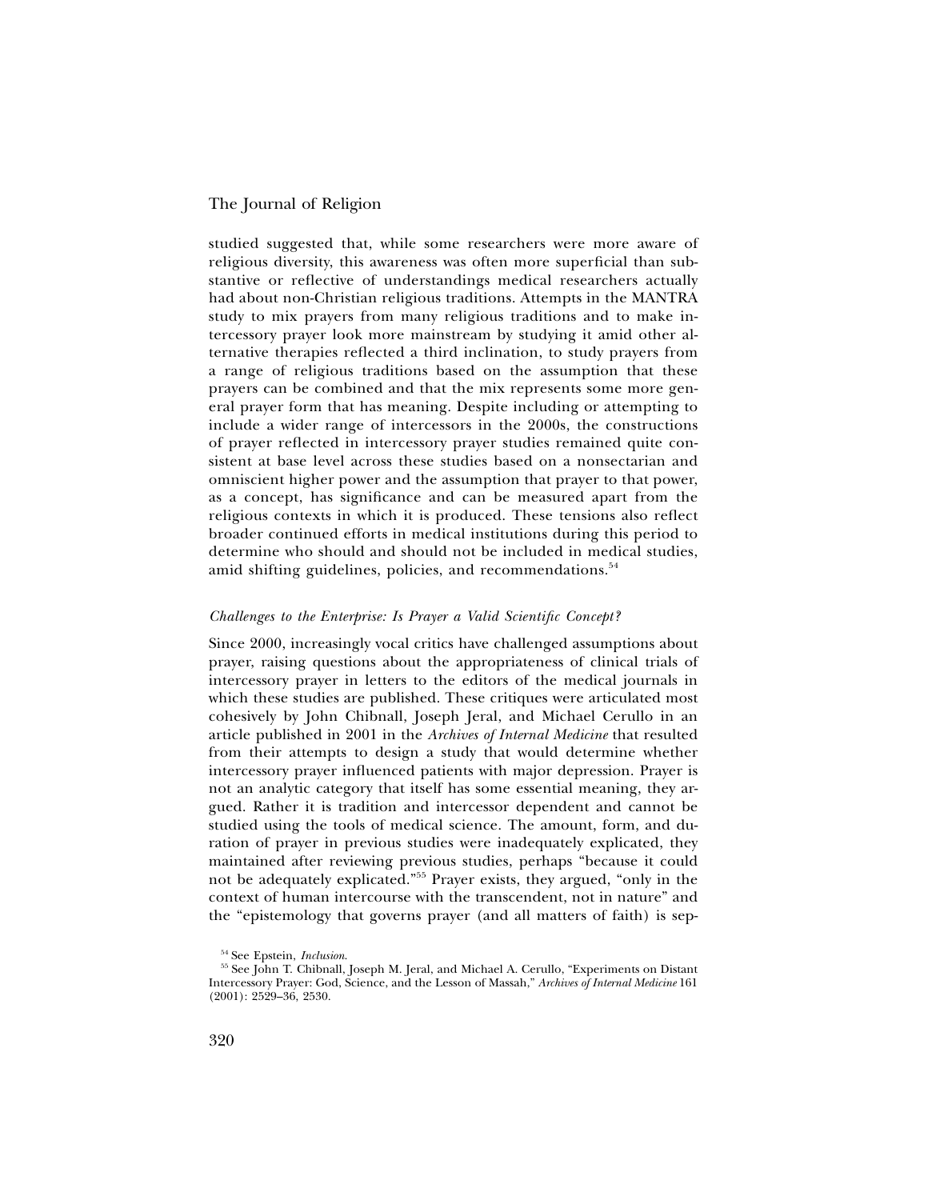studied suggested that, while some researchers were more aware of religious diversity, this awareness was often more superficial than substantive or reflective of understandings medical researchers actually had about non-Christian religious traditions. Attempts in the MANTRA study to mix prayers from many religious traditions and to make intercessory prayer look more mainstream by studying it amid other alternative therapies reflected a third inclination, to study prayers from a range of religious traditions based on the assumption that these prayers can be combined and that the mix represents some more general prayer form that has meaning. Despite including or attempting to include a wider range of intercessors in the 2000s, the constructions of prayer reflected in intercessory prayer studies remained quite consistent at base level across these studies based on a nonsectarian and omniscient higher power and the assumption that prayer to that power, as a concept, has significance and can be measured apart from the religious contexts in which it is produced. These tensions also reflect broader continued efforts in medical institutions during this period to determine who should and should not be included in medical studies, amid shifting guidelines, policies, and recommendations.[54]

### *Challenges to the Enterprise: Is Prayer a Valid Scientific Concept?*

Since 2000, increasingly vocal critics have challenged assumptions about prayer, raising questions about the appropriateness of clinical trials of intercessory prayer in letters to the editors of the medical journals in which these studies are published. These critiques were articulated most cohesively by John Chibnall, Joseph Jeral, and Michael Cerullo in an article published in 2001 in the *Archives of Internal Medicine* that resulted from their attempts to design a study that would determine whether intercessory prayer influenced patients with major depression. Prayer is not an analytic category that itself has some essential meaning, they argued. Rather it is tradition and intercessor dependent and cannot be studied using the tools of medical science. The amount, form, and duration of prayer in previous studies were inadequately explicated, they maintained after reviewing previous studies, perhaps "because it could not be adequately explicated."[55] Prayer exists, they argued, "only in the context of human intercourse with the transcendent, not in nature" and the "epistemology that governs prayer (and all matters of faith) is sep-

[54] See Epstein, *Inclusion.*

[55] See John T. Chibnall, Joseph M. Jeral, and Michael A. Cerullo, "Experiments on Distant Intercessory Prayer: God, Science, and the Lesson of Massah," *Archives of Internal Medicine* 161 (2001): 2529–36, 2530.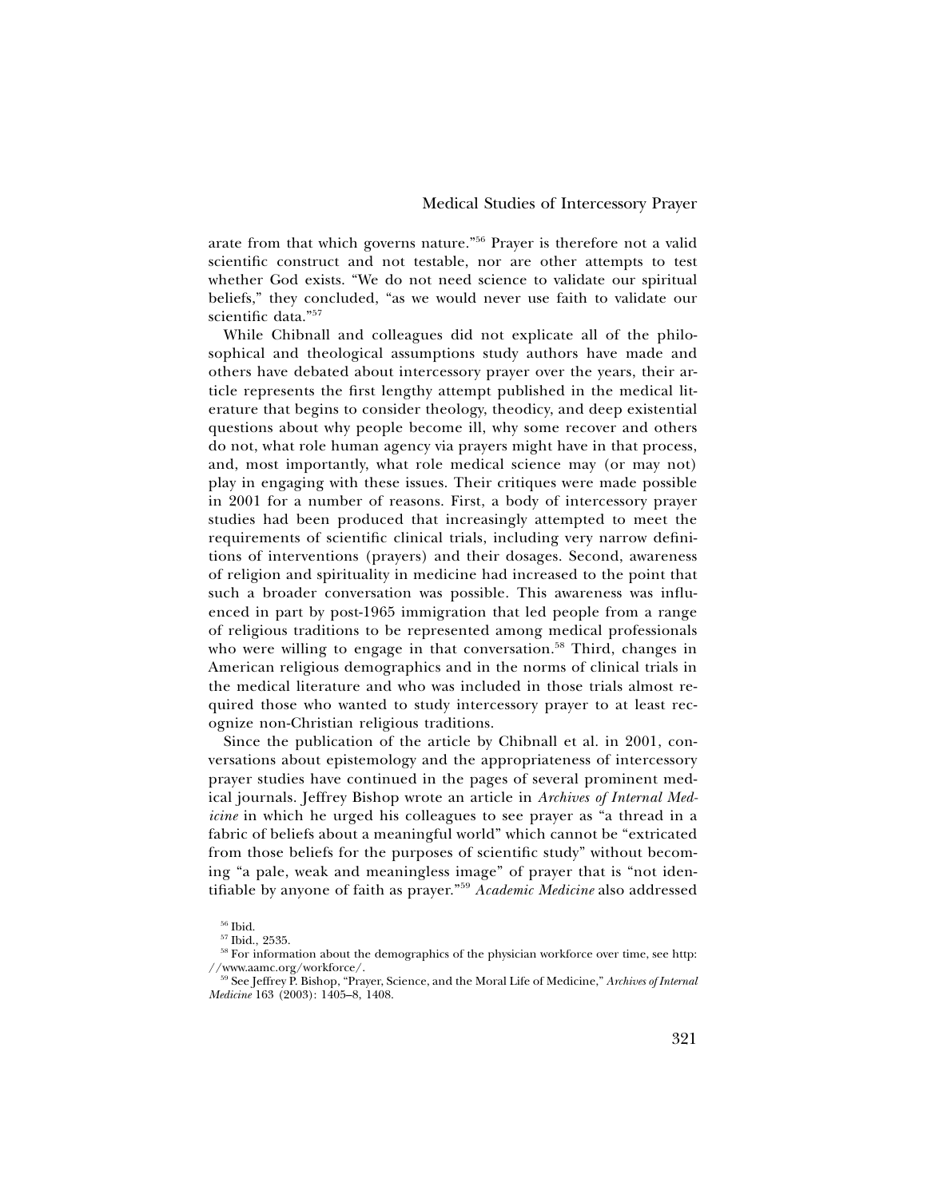arate from that which governs nature."[56] Prayer is therefore not a valid scientific construct and not testable, nor are other attempts to test whether God exists. "We do not need science to validate our spiritual beliefs," they concluded, "as we would never use faith to validate our scientific data."[57]

While Chibnall and colleagues did not explicate all of the philosophical and theological assumptions study authors have made and others have debated about intercessory prayer over the years, their article represents the first lengthy attempt published in the medical literature that begins to consider theology, theodicy, and deep existential questions about why people become ill, why some recover and others do not, what role human agency via prayers might have in that process, and, most importantly, what role medical science may (or may not) play in engaging with these issues. Their critiques were made possible in 2001 for a number of reasons. First, a body of intercessory prayer studies had been produced that increasingly attempted to meet the requirements of scientific clinical trials, including very narrow definitions of interventions (prayers) and their dosages. Second, awareness of religion and spirituality in medicine had increased to the point that such a broader conversation was possible. This awareness was influenced in part by post-1965 immigration that led people from a range of religious traditions to be represented among medical professionals who were willing to engage in that conversation.[58] Third, changes in American religious demographics and in the norms of clinical trials in the medical literature and who was included in those trials almost required those who wanted to study intercessory prayer to at least recognize non-Christian religious traditions.

Since the publication of the article by Chibnall et al. in 2001, conversations about epistemology and the appropriateness of intercessory prayer studies have continued in the pages of several prominent medical journals. Jeffrey Bishop wrote an article in *Archives of Internal Medicine* in which he urged his colleagues to see prayer as "a thread in a fabric of beliefs about a meaningful world" which cannot be "extricated from those beliefs for the purposes of scientific study" without becoming "a pale, weak and meaningless image" of prayer that is "not identifiable by anyone of faith as prayer."[59] *Academic Medicine* also addressed

[56] Ibid.

[57] Ibid., 2535.

[58] For information about the demographics of the physician workforce over time, see http://www.aamc.org/workforce/.

[59] See Jeffrey P. Bishop, "Prayer, Science, and the Moral Life of Medicine," *Archives of Internal Medicine* 163 (2003): 1405–8, 1408.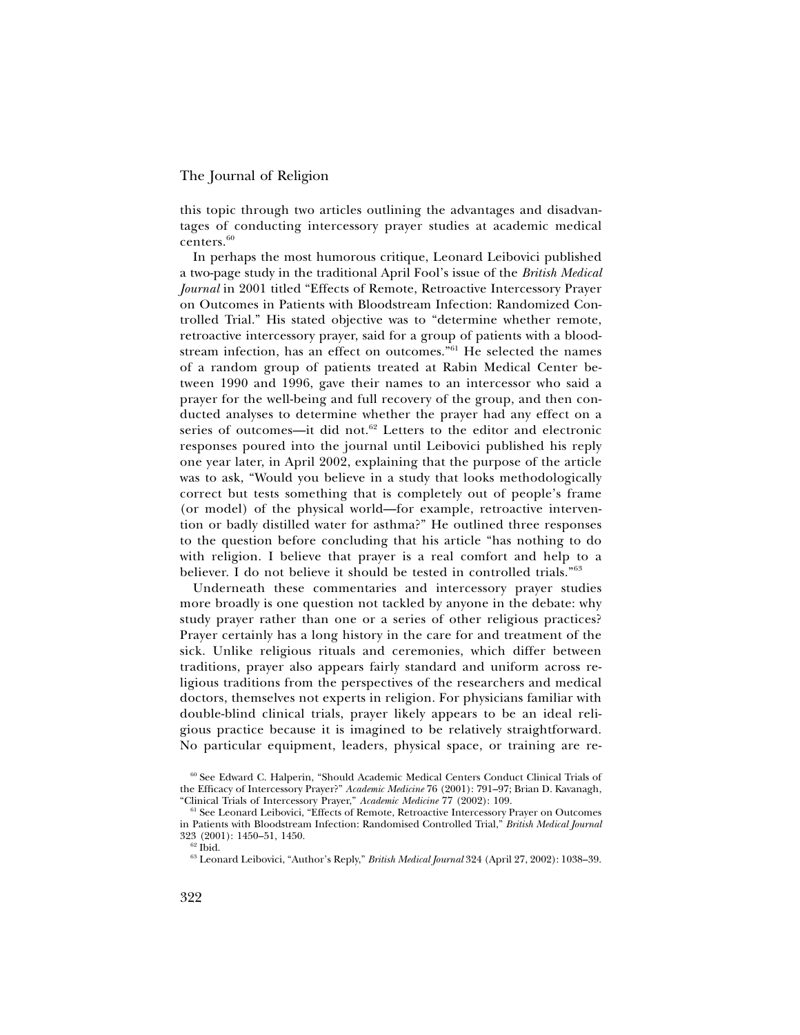this topic through two articles outlining the advantages and disadvantages of conducting intercessory prayer studies at academic medical centers.[60]

In perhaps the most humorous critique, Leonard Leibovici published a two-page study in the traditional April Fool's issue of the *British Medical Journal* in 2001 titled "Effects of Remote, Retroactive Intercessory Prayer on Outcomes in Patients with Bloodstream Infection: Randomized Controlled Trial." His stated objective was to "determine whether remote, retroactive intercessory prayer, said for a group of patients with a bloodstream infection, has an effect on outcomes."[61] He selected the names of a random group of patients treated at Rabin Medical Center between 1990 and 1996, gave their names to an intercessor who said a prayer for the well-being and full recovery of the group, and then conducted analyses to determine whether the prayer had any effect on a series of outcomes—it did not.[62] Letters to the editor and electronic responses poured into the journal until Leibovici published his reply one year later, in April 2002, explaining that the purpose of the article was to ask, "Would you believe in a study that looks methodologically correct but tests something that is completely out of people's frame (or model) of the physical world—for example, retroactive intervention or badly distilled water for asthma?" He outlined three responses to the question before concluding that his article "has nothing to do with religion. I believe that prayer is a real comfort and help to a believer. I do not believe it should be tested in controlled trials."[63]

Underneath these commentaries and intercessory prayer studies more broadly is one question not tackled by anyone in the debate: why study prayer rather than one or a series of other religious practices? Prayer certainly has a long history in the care for and treatment of the sick. Unlike religious rituals and ceremonies, which differ between traditions, prayer also appears fairly standard and uniform across religious traditions from the perspectives of the researchers and medical doctors, themselves not experts in religion. For physicians familiar with double-blind clinical trials, prayer likely appears to be an ideal religious practice because it is imagined to be relatively straightforward. No particular equipment, leaders, physical space, or training are re-

[60] See Edward C. Halperin, "Should Academic Medical Centers Conduct Clinical Trials of the Efficacy of Intercessory Prayer?" *Academic Medicine* 76 (2001): 791–97; Brian D. Kavanagh, "Clinical Trials of Intercessory Prayer," *Academic Medicine* 77 (2002): 109.

[61] See Leonard Leibovici, "Effects of Remote, Retroactive Intercessory Prayer on Outcomes in Patients with Bloodstream Infection: Randomised Controlled Trial," *British Medical Journal* 323 (2001): 1450–51, 1450.

[62] Ibid.

[63] Leonard Leibovici, "Author's Reply," *British Medical Journal* 324 (April 27, 2002): 1038–39.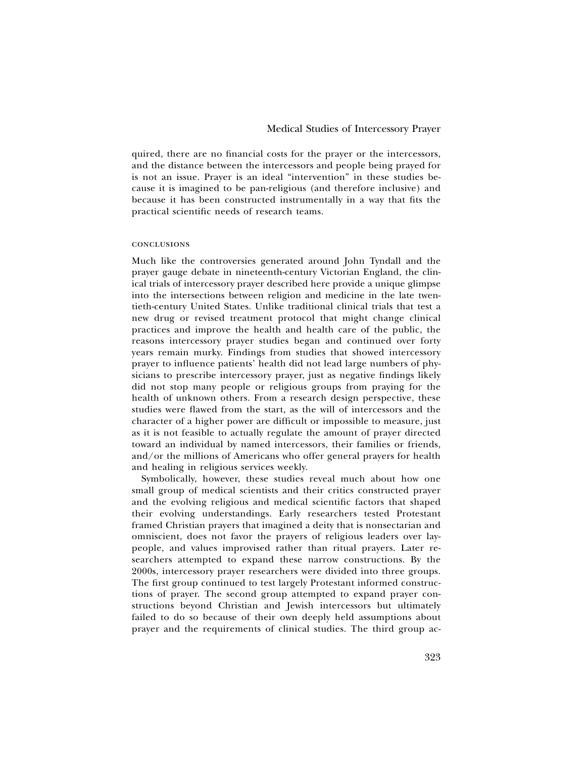quired, there are no financial costs for the prayer or the intercessors, and the distance between the intercessors and people being prayed for is not an issue. Prayer is an ideal "intervention" in these studies because it is imagined to be pan-religious (and therefore inclusive) and because it has been constructed instrumentally in a way that fits the practical scientific needs of research teams.

## CONCLUSIONS

Much like the controversies generated around John Tyndall and the prayer gauge debate in nineteenth-century Victorian England, the clinical trials of intercessory prayer described here provide a unique glimpse into the intersections between religion and medicine in the late twentieth-century United States. Unlike traditional clinical trials that test a new drug or revised treatment protocol that might change clinical practices and improve the health and health care of the public, the reasons intercessory prayer studies began and continued over forty years remain murky. Findings from studies that showed intercessory prayer to influence patients' health did not lead large numbers of physicians to prescribe intercessory prayer, just as negative findings likely did not stop many people or religious groups from praying for the health of unknown others. From a research design perspective, these studies were flawed from the start, as the will of intercessors and the character of a higher power are difficult or impossible to measure, just as it is not feasible to actually regulate the amount of prayer directed toward an individual by named intercessors, their families or friends, and/or the millions of Americans who offer general prayers for health and healing in religious services weekly.

Symbolically, however, these studies reveal much about how one small group of medical scientists and their critics constructed prayer and the evolving religious and medical scientific factors that shaped their evolving understandings. Early researchers tested Protestant framed Christian prayers that imagined a deity that is nonsectarian and omniscient, does not favor the prayers of religious leaders over laypeople, and values improvised rather than ritual prayers. Later researchers attempted to expand these narrow constructions. By the 2000s, intercessory prayer researchers were divided into three groups. The first group continued to test largely Protestant informed constructions of prayer. The second group attempted to expand prayer constructions beyond Christian and Jewish intercessors but ultimately failed to do so because of their own deeply held assumptions about prayer and the requirements of clinical studies. The third group ac-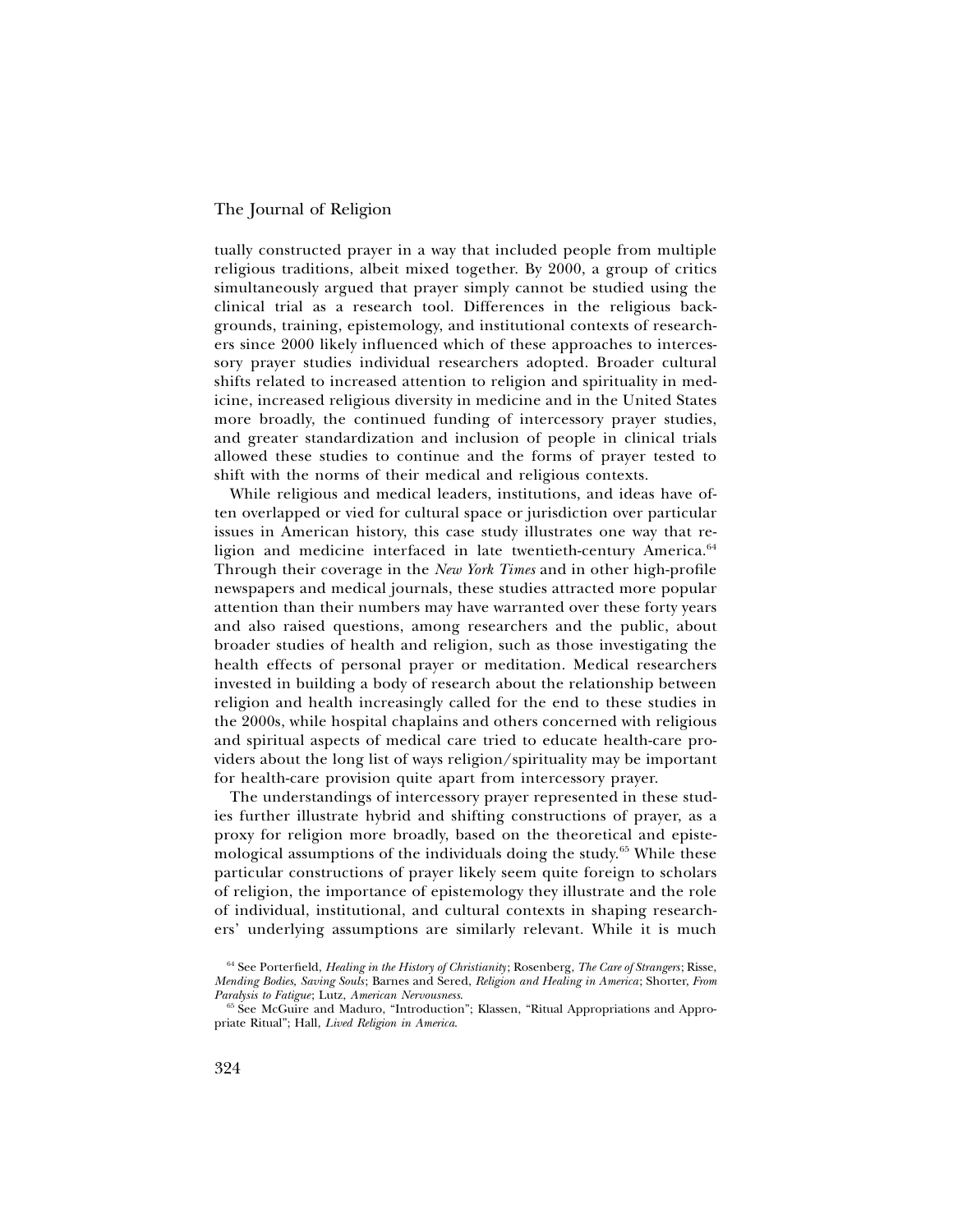tually constructed prayer in a way that included people from multiple religious traditions, albeit mixed together. By 2000, a group of critics simultaneously argued that prayer simply cannot be studied using the clinical trial as a research tool. Differences in the religious backgrounds, training, epistemology, and institutional contexts of researchers since 2000 likely influenced which of these approaches to intercessory prayer studies individual researchers adopted. Broader cultural shifts related to increased attention to religion and spirituality in medicine, increased religious diversity in medicine and in the United States more broadly, the continued funding of intercessory prayer studies, and greater standardization and inclusion of people in clinical trials allowed these studies to continue and the forms of prayer tested to shift with the norms of their medical and religious contexts.

While religious and medical leaders, institutions, and ideas have often overlapped or vied for cultural space or jurisdiction over particular issues in American history, this case study illustrates one way that religion and medicine interfaced in late twentieth-century America.[64] Through their coverage in the *New York Times* and in other high-profile newspapers and medical journals, these studies attracted more popular attention than their numbers may have warranted over these forty years and also raised questions, among researchers and the public, about broader studies of health and religion, such as those investigating the health effects of personal prayer or meditation. Medical researchers invested in building a body of research about the relationship between religion and health increasingly called for the end to these studies in the 2000s, while hospital chaplains and others concerned with religious and spiritual aspects of medical care tried to educate health-care providers about the long list of ways religion/spirituality may be important for health-care provision quite apart from intercessory prayer.

The understandings of intercessory prayer represented in these studies further illustrate hybrid and shifting constructions of prayer, as a proxy for religion more broadly, based on the theoretical and epistemological assumptions of the individuals doing the study.[65] While these particular constructions of prayer likely seem quite foreign to scholars of religion, the importance of epistemology they illustrate and the role of individual, institutional, and cultural contexts in shaping researchers' underlying assumptions are similarly relevant. While it is much

[64] See Porterfield, *Healing in the History of Christianity*; Rosenberg, *The Care of Strangers*; Risse, *Mending Bodies, Saving Souls*; Barnes and Sered, *Religion and Healing in America*; Shorter, *From Paralysis to Fatigue*; Lutz, *American Nervousness*.

[65] See McGuire and Maduro, "Introduction"; Klassen, "Ritual Appropriations and Appropriate Ritual"; Hall, *Lived Religion in America*.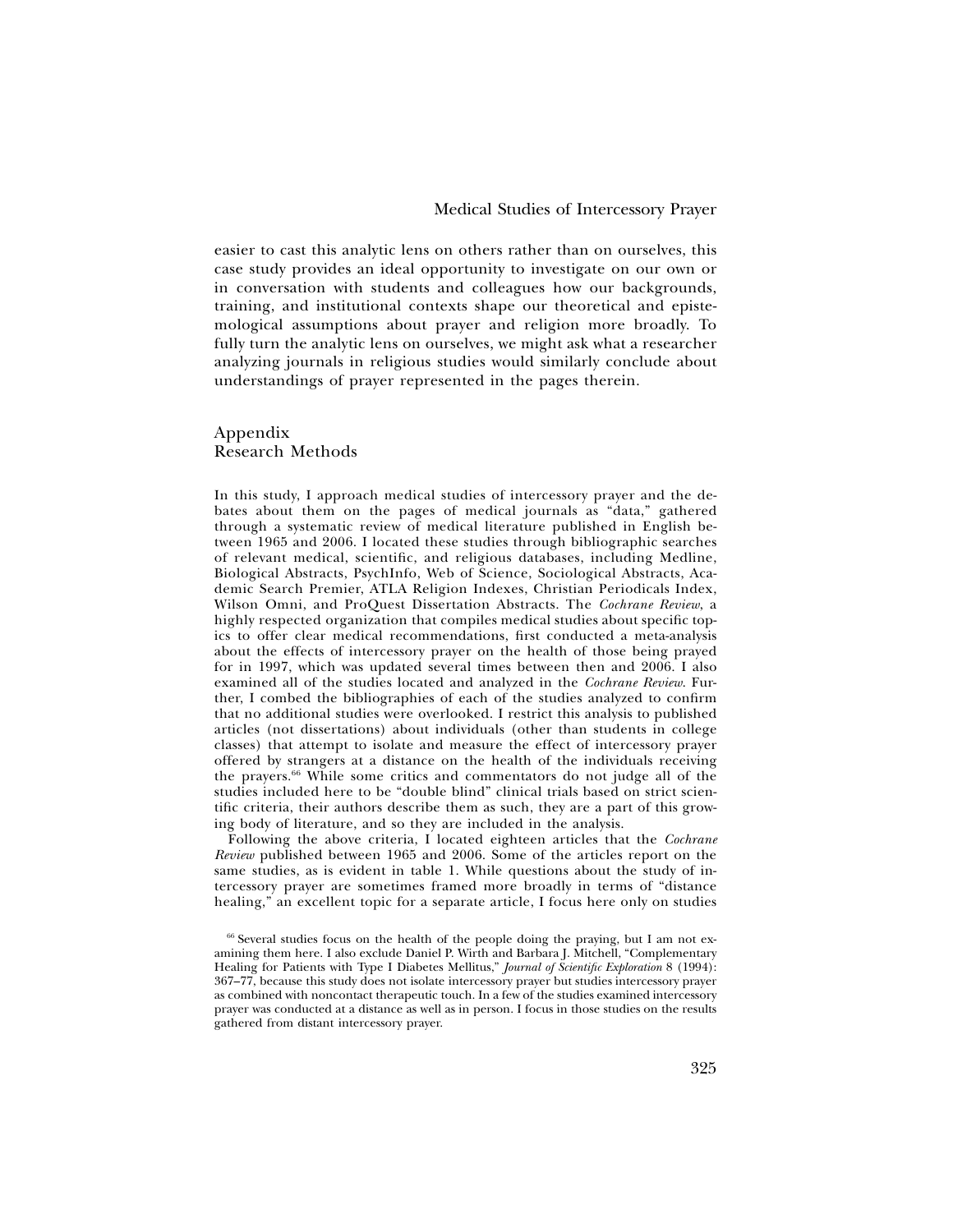easier to cast this analytic lens on others rather than on ourselves, this case study provides an ideal opportunity to investigate on our own or in conversation with students and colleagues how our backgrounds, training, and institutional contexts shape our theoretical and epistemological assumptions about prayer and religion more broadly. To fully turn the analytic lens on ourselves, we might ask what a researcher analyzing journals in religious studies would similarly conclude about understandings of prayer represented in the pages therein.

## Appendix
## Research Methods

In this study, I approach medical studies of intercessory prayer and the debates about them on the pages of medical journals as "data," gathered through a systematic review of medical literature published in English between 1965 and 2006. I located these studies through bibliographic searches of relevant medical, scientific, and religious databases, including Medline, Biological Abstracts, PsychInfo, Web of Science, Sociological Abstracts, Academic Search Premier, ATLA Religion Indexes, Christian Periodicals Index, Wilson Omni, and ProQuest Dissertation Abstracts. The *Cochrane Review*, a highly respected organization that compiles medical studies about specific topics to offer clear medical recommendations, first conducted a meta-analysis about the effects of intercessory prayer on the health of those being prayed for in 1997, which was updated several times between then and 2006. I also examined all of the studies located and analyzed in the *Cochrane Review*. Further, I combed the bibliographies of each of the studies analyzed to confirm that no additional studies were overlooked. I restrict this analysis to published articles (not dissertations) about individuals (other than students in college classes) that attempt to isolate and measure the effect of intercessory prayer offered by strangers at a distance on the health of the individuals receiving the prayers.[66] While some critics and commentators do not judge all of the studies included here to be "double blind" clinical trials based on strict scientific criteria, their authors describe them as such, they are a part of this growing body of literature, and so they are included in the analysis.

Following the above criteria, I located eighteen articles that the *Cochrane Review* published between 1965 and 2006. Some of the articles report on the same studies, as is evident in table 1. While questions about the study of intercessory prayer are sometimes framed more broadly in terms of "distance healing," an excellent topic for a separate article, I focus here only on studies

[66] Several studies focus on the health of the people doing the praying, but I am not examining them here. I also exclude Daniel P. Wirth and Barbara J. Mitchell, "Complementary Healing for Patients with Type I Diabetes Mellitus," *Journal of Scientific Exploration* 8 (1994): 367–77, because this study does not isolate intercessory prayer but studies intercessory prayer as combined with noncontact therapeutic touch. In a few of the studies examined intercessory prayer was conducted at a distance as well as in person. I focus in those studies on the results gathered from distant intercessory prayer.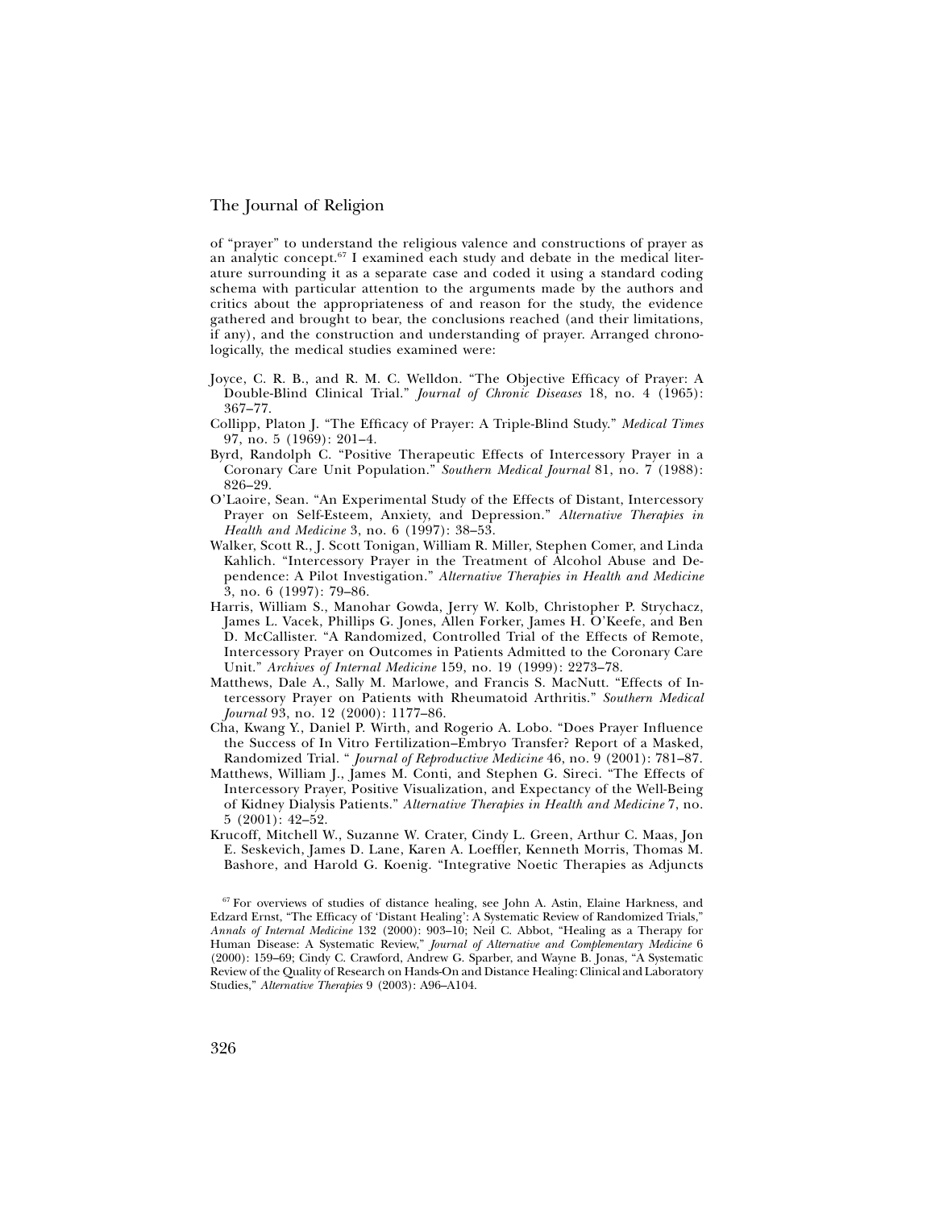of "prayer" to understand the religious valence and constructions of prayer as an analytic concept.[67] I examined each study and debate in the medical literature surrounding it as a separate case and coded it using a standard coding schema with particular attention to the arguments made by the authors and critics about the appropriateness of and reason for the study, the evidence gathered and brought to bear, the conclusions reached (and their limitations, if any), and the construction and understanding of prayer. Arranged chronologically, the medical studies examined were:

- Joyce, C. R. B., and R. M. C. Welldon. "The Objective Efficacy of Prayer: A Double-Blind Clinical Trial." *Journal of Chronic Diseases* 18, no. 4 (1965): 367–77.
- Collipp, Platon J. "The Efficacy of Prayer: A Triple-Blind Study." *Medical Times* 97, no. 5 (1969): 201–4.
- Byrd, Randolph C. "Positive Therapeutic Effects of Intercessory Prayer in a Coronary Care Unit Population." *Southern Medical Journal* 81, no. 7 (1988): 826–29.
- O'Laoire, Sean. "An Experimental Study of the Effects of Distant, Intercessory Prayer on Self-Esteem, Anxiety, and Depression." *Alternative Therapies in Health and Medicine* 3, no. 6 (1997): 38–53.
- Walker, Scott R., J. Scott Tonigan, William R. Miller, Stephen Comer, and Linda Kahlich. "Intercessory Prayer in the Treatment of Alcohol Abuse and Dependence: A Pilot Investigation." *Alternative Therapies in Health and Medicine* 3, no. 6 (1997): 79–86.
- Harris, William S., Manohar Gowda, Jerry W. Kolb, Christopher P. Strychacz, James L. Vacek, Phillips G. Jones, Allen Forker, James H. O'Keefe, and Ben D. McCallister. "A Randomized, Controlled Trial of the Effects of Remote, Intercessory Prayer on Outcomes in Patients Admitted to the Coronary Care Unit." *Archives of Internal Medicine* 159, no. 19 (1999): 2273–78.
- Matthews, Dale A., Sally M. Marlowe, and Francis S. MacNutt. "Effects of Intercessory Prayer on Patients with Rheumatoid Arthritis." *Southern Medical Journal* 93, no. 12 (2000): 1177–86.
- Cha, Kwang Y., Daniel P. Wirth, and Rogerio A. Lobo. "Does Prayer Influence the Success of In Vitro Fertilization–Embryo Transfer? Report of a Masked, Randomized Trial. " *Journal of Reproductive Medicine* 46, no. 9 (2001): 781–87.
- Matthews, William J., James M. Conti, and Stephen G. Sireci. "The Effects of Intercessory Prayer, Positive Visualization, and Expectancy of the Well-Being of Kidney Dialysis Patients." *Alternative Therapies in Health and Medicine* 7, no. 5 (2001): 42–52.
- Krucoff, Mitchell W., Suzanne W. Crater, Cindy L. Green, Arthur C. Maas, Jon E. Seskevich, James D. Lane, Karen A. Loeffler, Kenneth Morris, Thomas M. Bashore, and Harold G. Koenig. "Integrative Noetic Therapies as Adjuncts

[67] For overviews of studies of distance healing, see John A. Astin, Elaine Harkness, and Edzard Ernst, "The Efficacy of 'Distant Healing': A Systematic Review of Randomized Trials," *Annals of Internal Medicine* 132 (2000): 903–10; Neil C. Abbot, "Healing as a Therapy for Human Disease: A Systematic Review," *Journal of Alternative and Complementary Medicine* 6 (2000): 159–69; Cindy C. Crawford, Andrew G. Sparber, and Wayne B. Jonas, "A Systematic Review of the Quality of Research on Hands-On and Distance Healing: Clinical and Laboratory Studies," *Alternative Therapies* 9 (2003): A96–A104.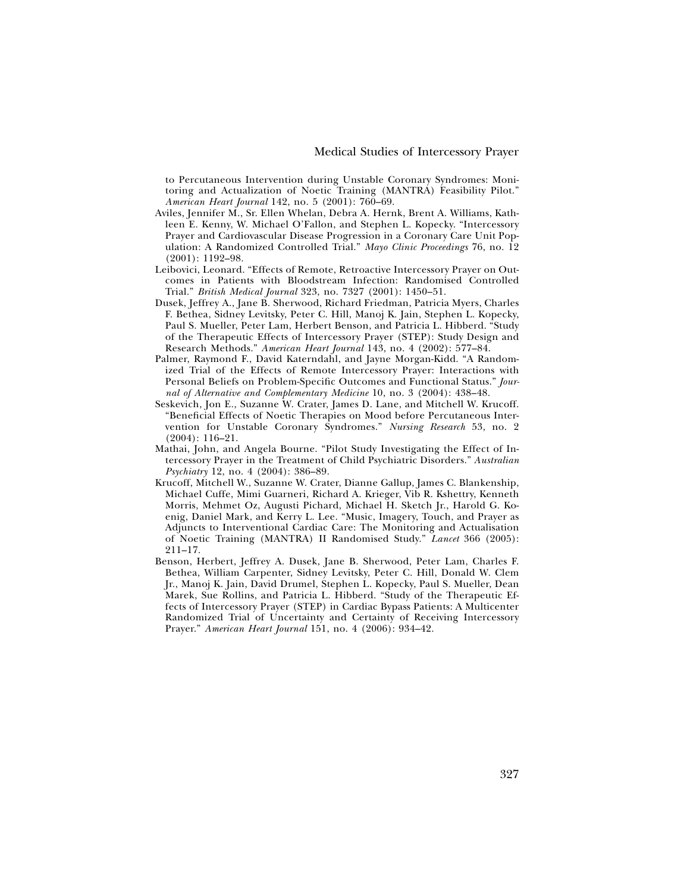to Percutaneous Intervention during Unstable Coronary Syndromes: Monitoring and Actualization of Noetic Training (MANTRA) Feasibility Pilot." *American Heart Journal* 142, no. 5 (2001): 760–69.

Aviles, Jennifer M., Sr. Ellen Whelan, Debra A. Hernk, Brent A. Williams, Kathleen E. Kenny, W. Michael O'Fallon, and Stephen L. Kopecky. "Intercessory Prayer and Cardiovascular Disease Progression in a Coronary Care Unit Population: A Randomized Controlled Trial." *Mayo Clinic Proceedings* 76, no. 12 (2001): 1192–98.

Leibovici, Leonard. "Effects of Remote, Retroactive Intercessory Prayer on Outcomes in Patients with Bloodstream Infection: Randomised Controlled Trial." *British Medical Journal* 323, no. 7327 (2001): 1450–51.

Dusek, Jeffrey A., Jane B. Sherwood, Richard Friedman, Patricia Myers, Charles F. Bethea, Sidney Levitsky, Peter C. Hill, Manoj K. Jain, Stephen L. Kopecky, Paul S. Mueller, Peter Lam, Herbert Benson, and Patricia L. Hibberd. "Study of the Therapeutic Effects of Intercessory Prayer (STEP): Study Design and Research Methods." *American Heart Journal* 143, no. 4 (2002): 577–84.

Palmer, Raymond F., David Katerndahl, and Jayne Morgan-Kidd. "A Randomized Trial of the Effects of Remote Intercessory Prayer: Interactions with Personal Beliefs on Problem-Specific Outcomes and Functional Status." *Journal of Alternative and Complementary Medicine* 10, no. 3 (2004): 438–48.

Seskevich, Jon E., Suzanne W. Crater, James D. Lane, and Mitchell W. Krucoff. "Beneficial Effects of Noetic Therapies on Mood before Percutaneous Intervention for Unstable Coronary Syndromes." *Nursing Research* 53, no. 2 (2004): 116–21.

Mathai, John, and Angela Bourne. "Pilot Study Investigating the Effect of Intercessory Prayer in the Treatment of Child Psychiatric Disorders." *Australian Psychiatry* 12, no. 4 (2004): 386–89.

Krucoff, Mitchell W., Suzanne W. Crater, Dianne Gallup, James C. Blankenship, Michael Cuffe, Mimi Guarneri, Richard A. Krieger, Vib R. Kshettry, Kenneth Morris, Mehmet Oz, Augusti Pichard, Michael H. Sketch Jr., Harold G. Koenig, Daniel Mark, and Kerry L. Lee. "Music, Imagery, Touch, and Prayer as Adjuncts to Interventional Cardiac Care: The Monitoring and Actualisation of Noetic Training (MANTRA) II Randomised Study." *Lancet* 366 (2005): 211–17.

Benson, Herbert, Jeffrey A. Dusek, Jane B. Sherwood, Peter Lam, Charles F. Bethea, William Carpenter, Sidney Levitsky, Peter C. Hill, Donald W. Clem Jr., Manoj K. Jain, David Drumel, Stephen L. Kopecky, Paul S. Mueller, Dean Marek, Sue Rollins, and Patricia L. Hibberd. "Study of the Therapeutic Effects of Intercessory Prayer (STEP) in Cardiac Bypass Patients: A Multicenter Randomized Trial of Uncertainty and Certainty of Receiving Intercessory Prayer." *American Heart Journal* 151, no. 4 (2006): 934–42.